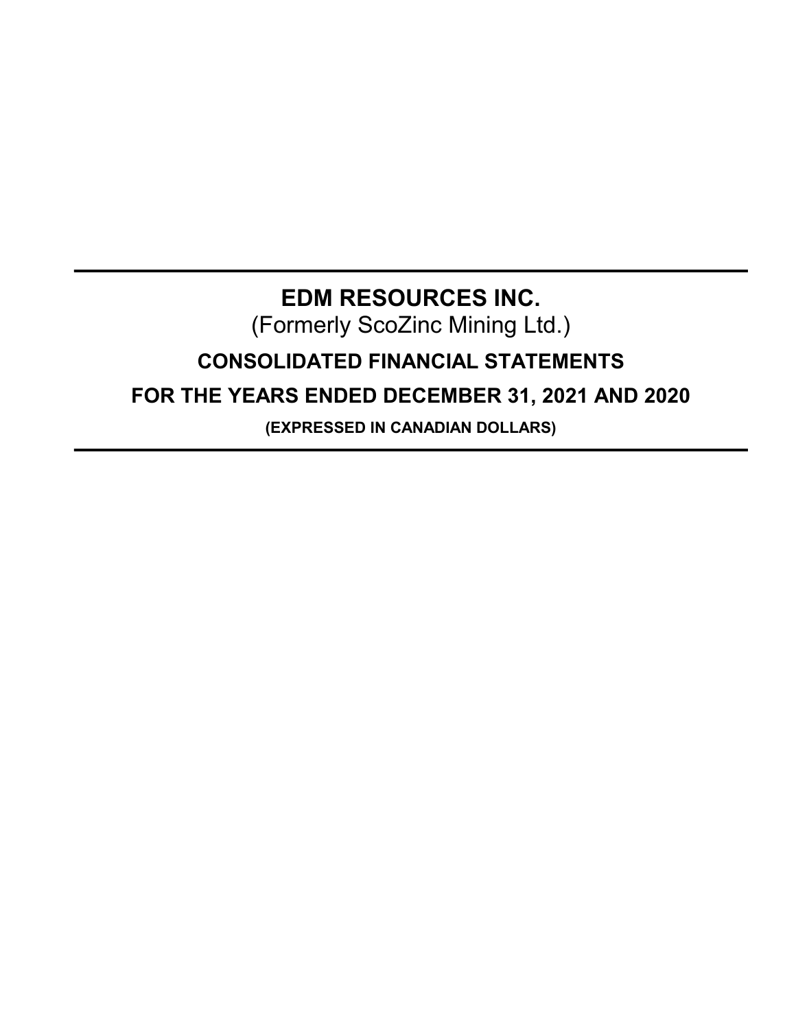# EDM RESOURCES INC.

(Formerly ScoZinc Mining Ltd.)

## CONSOLIDATED FINANCIAL STATEMENTS

## FOR THE YEARS ENDED DECEMBER 31, 2021 AND 2020

**(EXPRESSED IN CANADIAN DOLLARS)**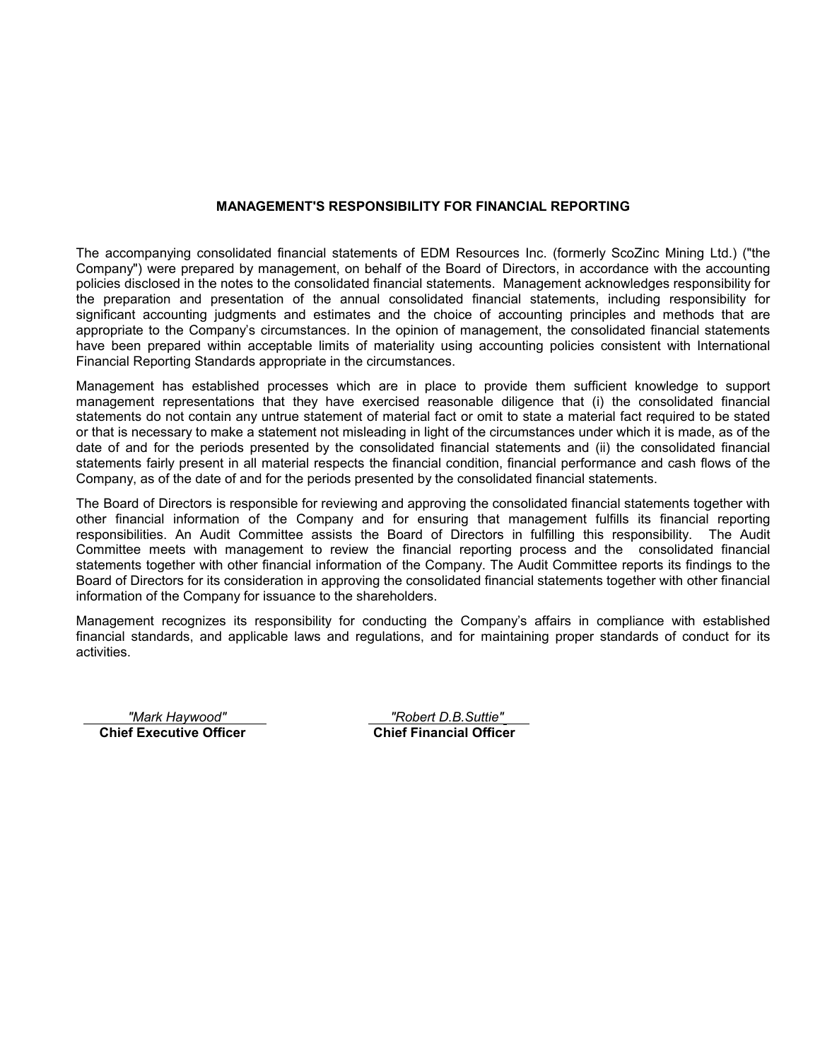# MANAGEMENT'S RESPONSIBILITY FOR FINANCIAL REPORTING

The accompanying consolidated financial statements of EDM Resources Inc. (formerly ScoZinc Mining Ltd.) ("the Company") were prepared by management, on behalf of the Board of Directors, in accordance with the accounting policies disclosed in the notes to the consolidated financial statements. Management acknowledges responsibility for the preparation and presentation of the annual consolidated financial statements, including responsibility for significant accounting judgments and estimates and the choice of accounting principles and methods that are appropriate to the Company's circumstances. In the opinion of management, the consolidated financial statements have been prepared within acceptable limits of materiality using accounting policies consistent with International Financial Reporting Standards appropriate in the circumstances.

Management has established processes which are in place to provide them sufficient knowledge to support management representations that they have exercised reasonable diligence that (i) the consolidated financial statements do not contain any untrue statement of material fact or omit to state a material fact required to be stated or that is necessary to make a statement not misleading in light of the circumstances under which it is made, as of the date of and for the periods presented by the consolidated financial statements and (ii) the consolidated financial statements fairly present in all material respects the financial condition, financial performance and cash flows of the Company, as of the date of and for the periods presented by the consolidated financial statements.

The Board of Directors is responsible for reviewing and approving the consolidated financial statements together with other financial information of the Company and for ensuring that management fulfills its financial reporting responsibilities. An Audit Committee assists the Board of Directors in fulfilling this responsibility. The Audit Committee meets with management to review the financial reporting process and the consolidated financial statements together with other financial information of the Company. The Audit Committee reports its findings to the Board of Directors for its consideration in approving the consolidated financial statements together with other financial information of the Company for issuance to the shareholders.

Management recognizes its responsibility for conducting the Company's affairs in compliance with established financial standards, and applicable laws and regulations, and for maintaining proper standards of conduct for its activities.

*"Mark Haywood"*
**Chief Executive Officer**

*"Robert D.B.Suttie"*
**Chief Financial Officer**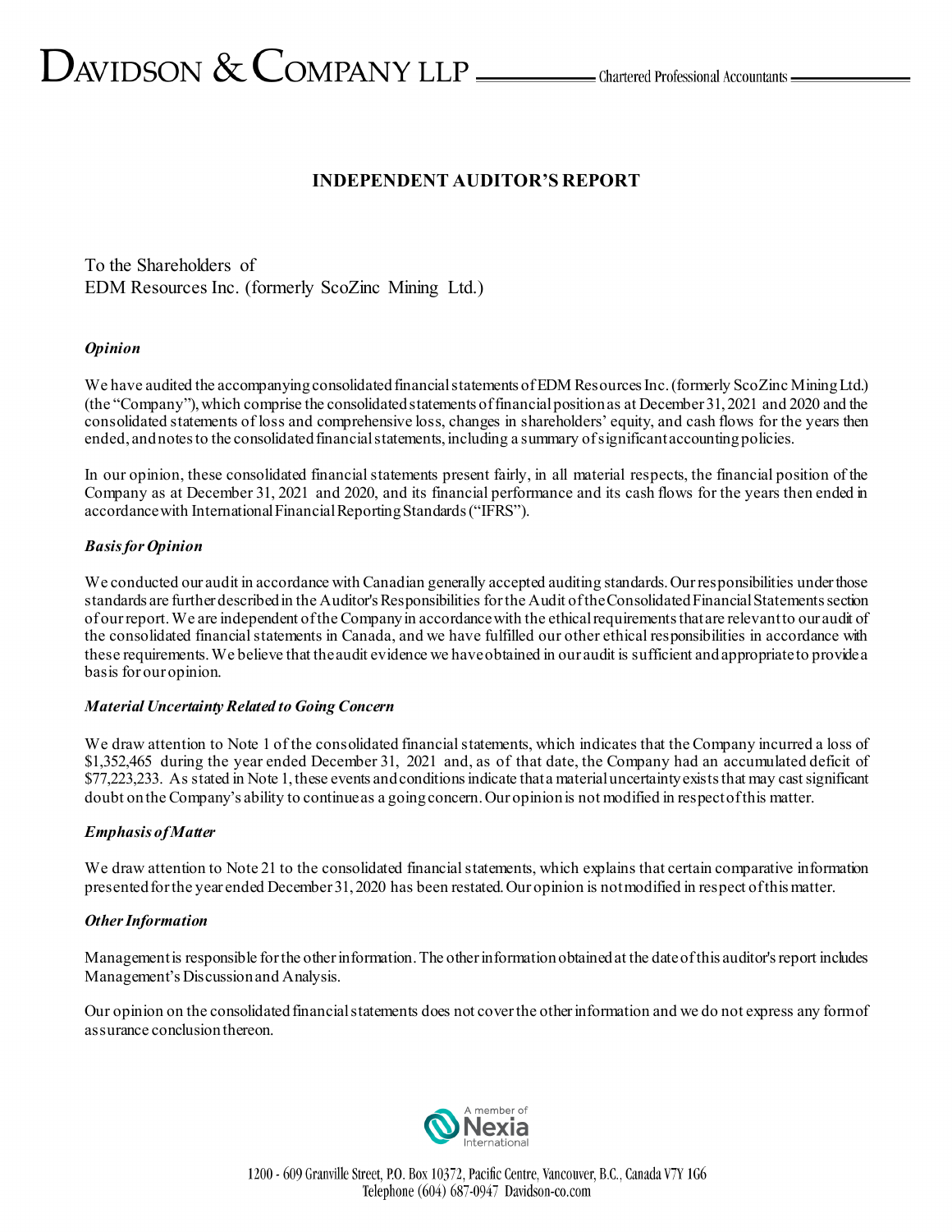# INDEPENDENT AUDITOR'S REPORT

To the Shareholders of
EDM Resources Inc. (formerly ScoZinc Mining Ltd.)

### *Opinion*

We have audited the accompanying consolidated financial statements of EDM Resources Inc. (formerly ScoZinc Mining Ltd.) (the "Company"), which comprise the consolidated statements of financial position as at December 31, 2021 and 2020 and the consolidated statements of loss and comprehensive loss, changes in shareholders' equity, and cash flows for the years then ended, and notes to the consolidated financial statements, including a summary of significant accounting policies.

In our opinion, these consolidated financial statements present fairly, in all material respects, the financial position of the Company as at December 31, 2021 and 2020, and its financial performance and its cash flows for the years then ended in accordance with International Financial Reporting Standards ("IFRS").

### *Basis for Opinion*

We conducted our audit in accordance with Canadian generally accepted auditing standards. Our responsibilities under those standards are further described in the Auditor's Responsibilities for the Audit of the Consolidated Financial Statements section of our report. We are independent of the Company in accordance with the ethical requirements that are relevant to our audit of the consolidated financial statements in Canada, and we have fulfilled our other ethical responsibilities in accordance with these requirements. We believe that the audit evidence we have obtained in our audit is sufficient and appropriate to provide a basis for our opinion.

### *Material Uncertainty Related to Going Concern*

We draw attention to Note 1 of the consolidated financial statements, which indicates that the Company incurred a loss of $1,352,465 during the year ended December 31, 2021 and, as of that date, the Company had an accumulated deficit of $77,223,233. As stated in Note 1, these events and conditions indicate that a material uncertainty exists that may cast significant doubt on the Company's ability to continue as a going concern. Our opinion is not modified in respect of this matter.

### *Emphasis of Matter*

We draw attention to Note 21 to the consolidated financial statements, which explains that certain comparative information presented for the year ended December 31, 2020 has been restated. Our opinion is not modified in respect of this matter.

### *Other Information*

Management is responsible for the other information. The other information obtained at the date of this auditor's report includes Management's Discussion and Analysis.

Our opinion on the consolidated financial statements does not cover the other information and we do not express any form of assurance conclusion thereon.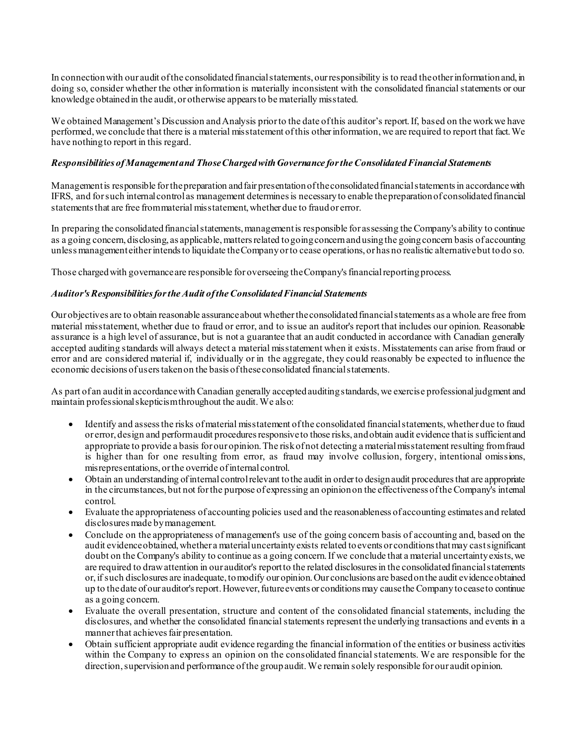In connection with our audit of the consolidated financial statements, our responsibility is to read the other information and, in doing so, consider whether the other information is materially inconsistent with the consolidated financial statements or our knowledge obtained in the audit, or otherwise appears to be materially misstated.

We obtained Management's Discussion and Analysis prior to the date of this auditor's report. If, based on the work we have performed, we conclude that there is a material misstatement of this other information, we are required to report that fact. We have nothing to report in this regard.

***Responsibilities of Management and Those Charged with Governance for the Consolidated Financial Statements***

Management is responsible for the preparation and fair presentation of the consolidated financial statements in accordance with IFRS, and for such internal control as management determines is necessary to enable the preparation of consolidated financial statements that are free from material misstatement, whether due to fraud or error.

In preparing the consolidated financial statements, management is responsible for assessing the Company's ability to continue as a going concern, disclosing, as applicable, matters related to going concern and using the going concern basis of accounting unless management either intends to liquidate the Company or to cease operations, or has no realistic alternative but to do so.

Those charged with governance are responsible for overseeing the Company's financial reporting process.

***Auditor's Responsibilities for the Audit of the Consolidated Financial Statements***

Our objectives are to obtain reasonable assurance about whether the consolidated financial statements as a whole are free from material misstatement, whether due to fraud or error, and to issue an auditor's report that includes our opinion. Reasonable assurance is a high level of assurance, but is not a guarantee that an audit conducted in accordance with Canadian generally accepted auditing standards will always detect a material misstatement when it exists. Misstatements can arise from fraud or error and are considered material if, individually or in the aggregate, they could reasonably be expected to influence the economic decisions of users taken on the basis of these consolidated financial statements.

As part of an audit in accordance with Canadian generally accepted auditing standards, we exercise professional judgment and maintain professional skepticism throughout the audit. We also:

- Identify and assess the risks of material misstatement of the consolidated financial statements, whether due to fraud or error, design and perform audit procedures responsive to those risks, and obtain audit evidence that is sufficient and appropriate to provide a basis for our opinion. The risk of not detecting a material misstatement resulting from fraud is higher than for one resulting from error, as fraud may involve collusion, forgery, intentional omissions, misrepresentations, or the override of internal control.
- Obtain an understanding of internal control relevant to the audit in order to design audit procedures that are appropriate in the circumstances, but not for the purpose of expressing an opinion on the effectiveness of the Company's internal control.
- Evaluate the appropriateness of accounting policies used and the reasonableness of accounting estimates and related disclosures made by management.
- Conclude on the appropriateness of management's use of the going concern basis of accounting and, based on the audit evidence obtained, whether a material uncertainty exists related to events or conditions that may cast significant doubt on the Company's ability to continue as a going concern. If we conclude that a material uncertainty exists, we are required to draw attention in our auditor's report to the related disclosures in the consolidated financial statements or, if such disclosures are inadequate, to modify our opinion. Our conclusions are based on the audit evidence obtained up to the date of our auditor's report. However, future events or conditions may cause the Company to cease to continue as a going concern.
- Evaluate the overall presentation, structure and content of the consolidated financial statements, including the disclosures, and whether the consolidated financial statements represent the underlying transactions and events in a manner that achieves fair presentation.
- Obtain sufficient appropriate audit evidence regarding the financial information of the entities or business activities within the Company to express an opinion on the consolidated financial statements. We are responsible for the direction, supervision and performance of the group audit. We remain solely responsible for our audit opinion.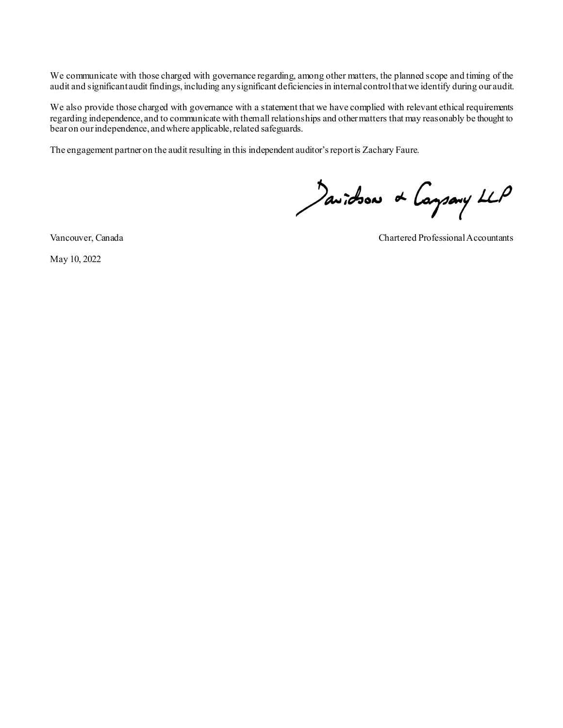We communicate with those charged with governance regarding, among other matters, the planned scope and timing of the audit and significant audit findings, including any significant deficiencies in internal control that we identify during our audit.

We also provide those charged with governance with a statement that we have complied with relevant ethical requirements regarding independence, and to communicate with them all relationships and other matters that may reasonably be thought to bear on our independence, and where applicable, related safeguards.

The engagement partner on the audit resulting in this independent auditor's report is Zachary Faure.

Davidson & Company LLP

Vancouver, Canada

Chartered Professional Accountants

May 10, 2022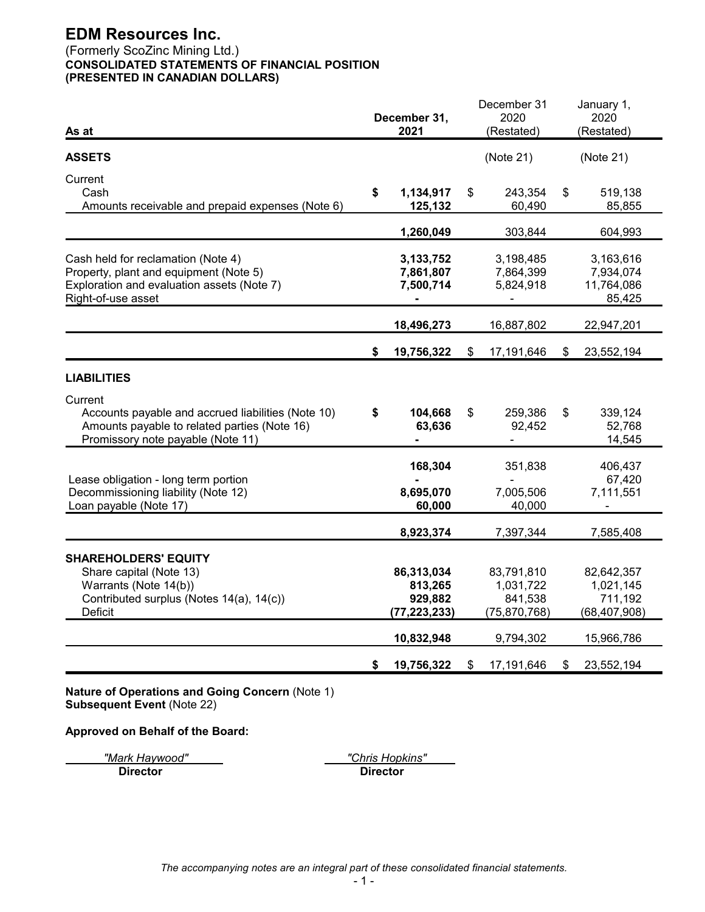# EDM Resources Inc.

(Formerly ScoZinc Mining Ltd.)

**CONSOLIDATED STATEMENTS OF FINANCIAL POSITION**

**(PRESENTED IN CANADIAN DOLLARS)**

| As at | December 31, 2021 | December 31 2020 (Restated) | January 1, 2020 (Restated) |
|---|---|---|---|
| **ASSETS** | | (Note 21) | (Note 21) |
| Current | | | |
| Cash | **$ 1,134,917** | $ 243,354 | $ 519,138 |
| Amounts receivable and prepaid expenses (Note 6) | **125,132** | 60,490 | 85,855 |
| | **1,260,049** | 303,844 | 604,993 |
| Cash held for reclamation (Note 4) | **3,133,752** | 3,198,485 | 3,163,616 |
| Property, plant and equipment (Note 5) | **7,861,807** | 7,864,399 | 7,934,074 |
| Exploration and evaluation assets (Note 7) | **7,500,714** | 5,824,918 | 11,764,086 |
| Right-of-use asset | **-** | - | 85,425 |
| | **18,496,273** | 16,887,802 | 22,947,201 |
| | **$ 19,756,322** | $ 17,191,646 | $ 23,552,194 |
| **LIABILITIES** | | | |
| Current | | | |
| Accounts payable and accrued liabilities (Note 10) | **$ 104,668** | $ 259,386 | $ 339,124 |
| Amounts payable to related parties (Note 16) | **63,636** | 92,452 | 52,768 |
| Promissory note payable (Note 11) | **-** | - | 14,545 |
| | **168,304** | 351,838 | 406,437 |
| Lease obligation - long term portion | **-** | - | 67,420 |
| Decommissioning liability (Note 12) | **8,695,070** | 7,005,506 | 7,111,551 |
| Loan payable (Note 17) | **60,000** | 40,000 | - |
| | **8,923,374** | 7,397,344 | 7,585,408 |
| **SHAREHOLDERS' EQUITY** | | | |
| Share capital (Note 13) | **86,313,034** | 83,791,810 | 82,642,357 |
| Warrants (Note 14(b)) | **813,265** | 1,031,722 | 1,021,145 |
| Contributed surplus (Notes 14(a), 14(c)) | **929,882** | 841,538 | 711,192 |
| Deficit | **(77,223,233)** | (75,870,768) | (68,407,908) |
| | **10,832,948** | 9,794,302 | 15,966,786 |
| | **$ 19,756,322** | $ 17,191,646 | $ 23,552,194 |

**Nature of Operations and Going Concern** (Note 1)
**Subsequent Event** (Note 22)

**Approved on Behalf of the Board:**

*"Mark Haywood"*
**Director**

*"Chris Hopkins"*
**Director**

*The accompanying notes are an integral part of these consolidated financial statements.*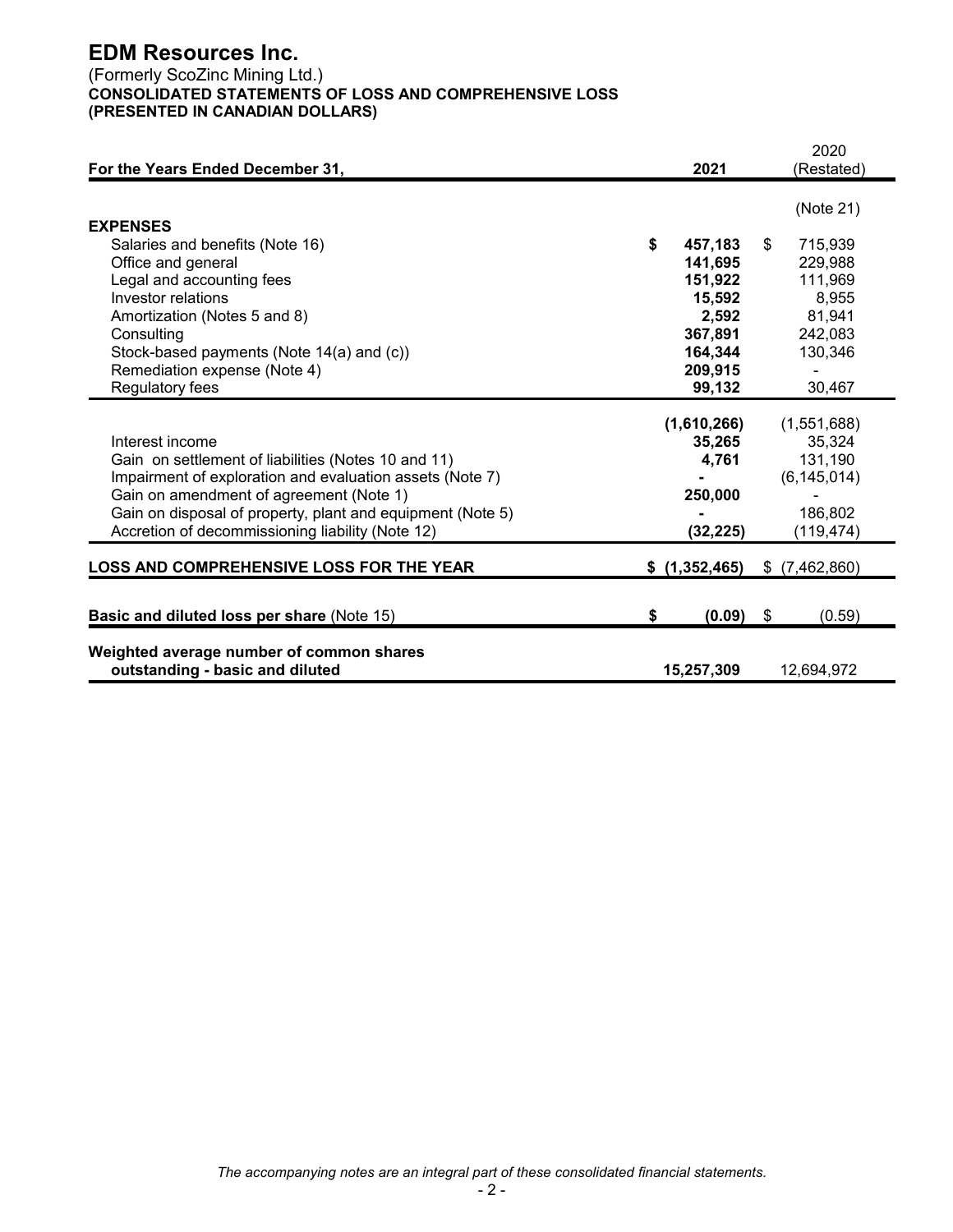# EDM Resources Inc.

(Formerly ScoZinc Mining Ltd.)
**CONSOLIDATED STATEMENTS OF LOSS AND COMPREHENSIVE LOSS**
**(PRESENTED IN CANADIAN DOLLARS)**

| For the Years Ended December 31, | 2021 | 2020 (Restated) |
|---|---|---|
| | | (Note 21) |
| **EXPENSES** | | |
| Salaries and benefits (Note 16) | **$ 457,183** | $ 715,939 |
| Office and general | **141,695** | 229,988 |
| Legal and accounting fees | **151,922** | 111,969 |
| Investor relations | **15,592** | 8,955 |
| Amortization (Notes 5 and 8) | **2,592** | 81,941 |
| Consulting | **367,891** | 242,083 |
| Stock-based payments (Note 14(a) and (c)) | **164,344** | 130,346 |
| Remediation expense (Note 4) | **209,915** | - |
| Regulatory fees | **99,132** | 30,467 |
| | **(1,610,266)** | (1,551,688) |
| Interest income | **35,265** | 35,324 |
| Gain on settlement of liabilities (Notes 10 and 11) | **4,761** | 131,190 |
| Impairment of exploration and evaluation assets (Note 7) | **-** | (6,145,014) |
| Gain on amendment of agreement (Note 1) | **250,000** | - |
| Gain on disposal of property, plant and equipment (Note 5) | **-** | 186,802 |
| Accretion of decommissioning liability (Note 12) | **(32,225)** | (119,474) |
| **LOSS AND COMPREHENSIVE LOSS FOR THE YEAR** | **$ (1,352,465)** | $ (7,462,860) |
| **Basic and diluted loss per share** (Note 15) | **$ (0.09)** | $ (0.59) |
| **Weighted average number of common shares outstanding - basic and diluted** | **15,257,309** | 12,694,972 |

*The accompanying notes are an integral part of these consolidated financial statements.*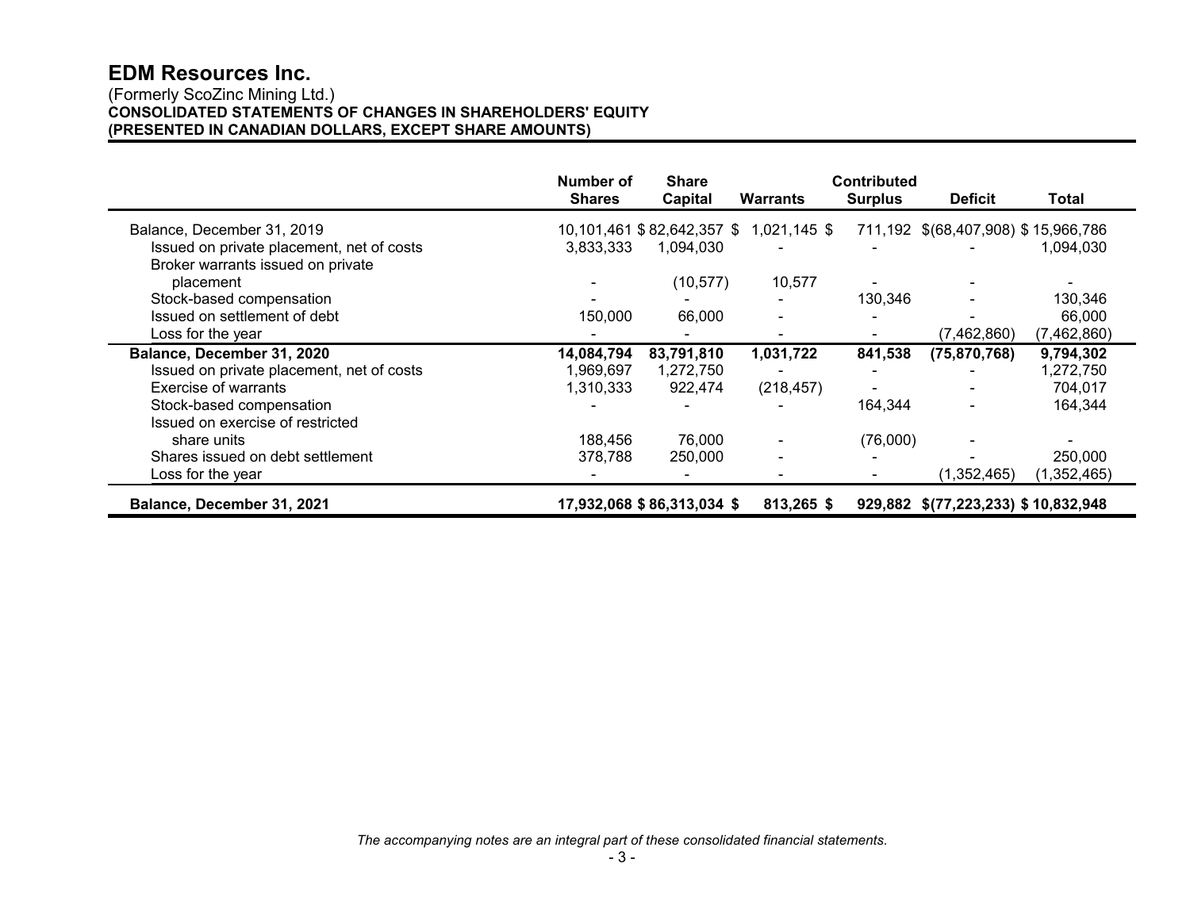# EDM Resources Inc.

(Formerly ScoZinc Mining Ltd.)

**CONSOLIDATED STATEMENTS OF CHANGES IN SHAREHOLDERS' EQUITY**
**(PRESENTED IN CANADIAN DOLLARS, EXCEPT SHARE AMOUNTS)**

| | Number of Shares | Share Capital | Warrants | Contributed Surplus | Deficit | Total |
|---|---|---|---|---|---|---|
| Balance, December 31, 2019 | 10,101,461 | $ 82,642,357 | $ 1,021,145 | $ 711,192 | $(68,407,908) | $ 15,966,786 |
| Issued on private placement, net of costs | 3,833,333 | 1,094,030 | - | - | - | 1,094,030 |
| Broker warrants issued on private placement | - | (10,577) | 10,577 | - | - | - |
| Stock-based compensation | - | - | - | 130,346 | - | 130,346 |
| Issued on settlement of debt | 150,000 | 66,000 | - | - | - | 66,000 |
| Loss for the year | - | - | - | - | (7,462,860) | (7,462,860) |
| **Balance, December 31, 2020** | **14,084,794** | **83,791,810** | **1,031,722** | **841,538** | **(75,870,768)** | **9,794,302** |
| Issued on private placement, net of costs | 1,969,697 | 1,272,750 | - | - | - | 1,272,750 |
| Exercise of warrants | 1,310,333 | 922,474 | (218,457) | - | - | 704,017 |
| Stock-based compensation | - | - | - | 164,344 | - | 164,344 |
| Issued on exercise of restricted share units | 188,456 | 76,000 | - | (76,000) | - | - |
| Shares issued on debt settlement | 378,788 | 250,000 | - | - | - | 250,000 |
| Loss for the year | - | - | - | - | (1,352,465) | (1,352,465) |
| **Balance, December 31, 2021** | **17,932,068** | **$ 86,313,034** | **$ 813,265** | **$ 929,882** | **$(77,223,233)** | **$ 10,832,948** |

*The accompanying notes are an integral part of these consolidated financial statements.*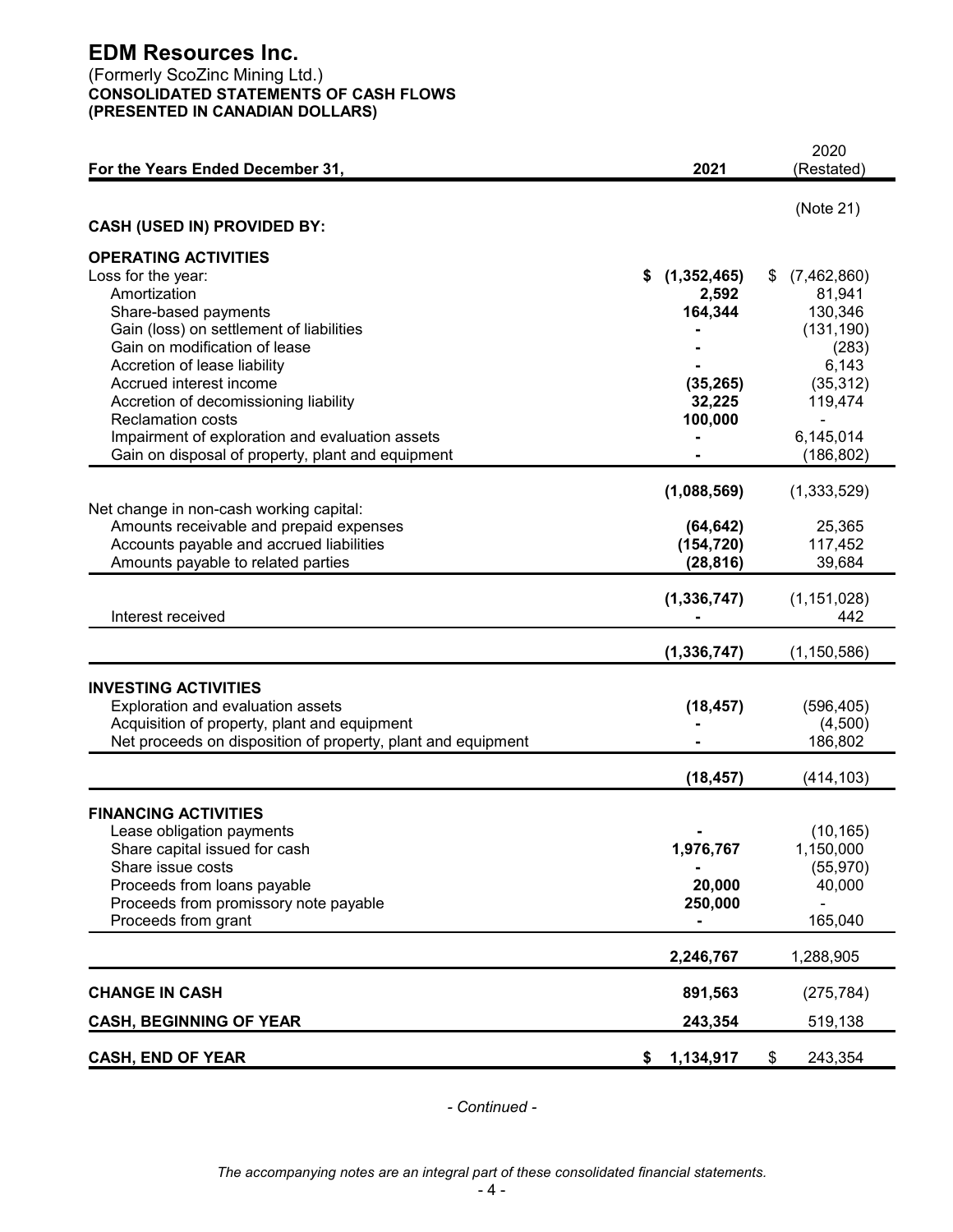# EDM Resources Inc.

(Formerly ScoZinc Mining Ltd.)
**CONSOLIDATED STATEMENTS OF CASH FLOWS**
**(PRESENTED IN CANADIAN DOLLARS)**

| For the Years Ended December 31, | 2021 | 2020 (Restated) |
|---|---|---|
| | | (Note 21) |
| **CASH (USED IN) PROVIDED BY:** | | |
| **OPERATING ACTIVITIES** | | |
| Loss for the year: | **$ (1,352,465)** | $ (7,462,860) |
| Amortization | **2,592** | 81,941 |
| Share-based payments | **164,344** | 130,346 |
| Gain (loss) on settlement of liabilities | **-** | (131,190) |
| Gain on modification of lease | **-** | (283) |
| Accretion of lease liability | **-** | 6,143 |
| Accrued interest income | **(35,265)** | (35,312) |
| Accretion of decomissioning liability | **32,225** | 119,474 |
| Reclamation costs | **100,000** | - |
| Impairment of exploration and evaluation assets | **-** | 6,145,014 |
| Gain on disposal of property, plant and equipment | **-** | (186,802) |
| | **(1,088,569)** | (1,333,529) |
| Net change in non-cash working capital: | | |
| Amounts receivable and prepaid expenses | **(64,642)** | 25,365 |
| Accounts payable and accrued liabilities | **(154,720)** | 117,452 |
| Amounts payable to related parties | **(28,816)** | 39,684 |
| | **(1,336,747)** | (1,151,028) |
| Interest received | **-** | 442 |
| | **(1,336,747)** | (1,150,586) |
| **INVESTING ACTIVITIES** | | |
| Exploration and evaluation assets | **(18,457)** | (596,405) |
| Acquisition of property, plant and equipment | **-** | (4,500) |
| Net proceeds on disposition of property, plant and equipment | **-** | 186,802 |
| | **(18,457)** | (414,103) |
| **FINANCING ACTIVITIES** | | |
| Lease obligation payments | **-** | (10,165) |
| Share capital issued for cash | **1,976,767** | 1,150,000 |
| Share issue costs | **-** | (55,970) |
| Proceeds from loans payable | **20,000** | 40,000 |
| Proceeds from promissory note payable | **250,000** | - |
| Proceeds from grant | **-** | 165,040 |
| | **2,246,767** | 1,288,905 |
| **CHANGE IN CASH** | **891,563** | (275,784) |
| **CASH, BEGINNING OF YEAR** | **243,354** | 519,138 |
| **CASH, END OF YEAR** | **$ 1,134,917** | $ 243,354 |

*- Continued -*

*The accompanying notes are an integral part of these consolidated financial statements.*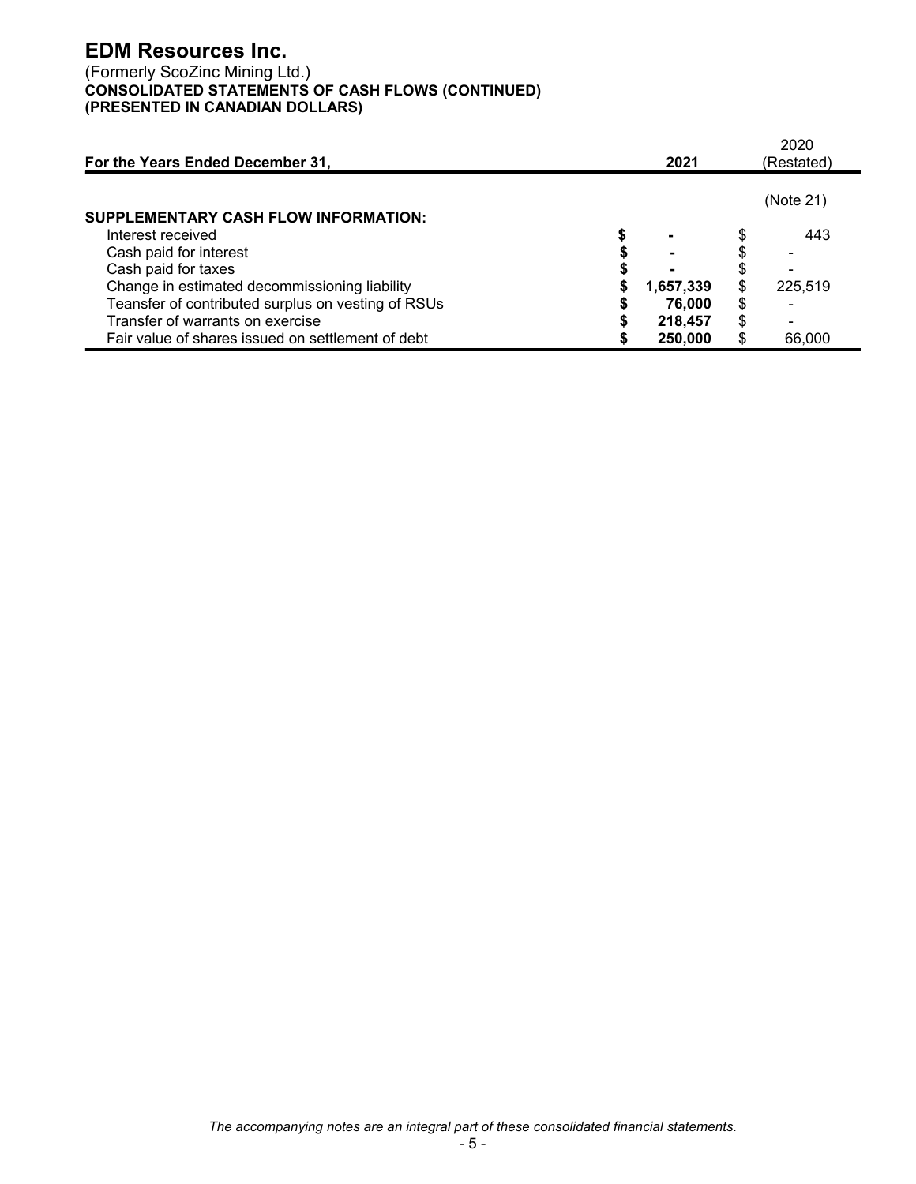# EDM Resources Inc.

(Formerly ScoZinc Mining Ltd.)
**CONSOLIDATED STATEMENTS OF CASH FLOWS (CONTINUED)**
**(PRESENTED IN CANADIAN DOLLARS)**

| For the Years Ended December 31, | 2021 | 2020 (Restated) |
|---|---|---|
| | | (Note 21) |
| **SUPPLEMENTARY CASH FLOW INFORMATION:** | | |
| Interest received | $ - | $ 443 |
| Cash paid for interest | $ - | $ - |
| Cash paid for taxes | $ - | $ - |
| Change in estimated decommissioning liability | $ 1,657,339 | $ 225,519 |
| Teansfer of contributed surplus on vesting of RSUs | $ 76,000 | $ - |
| Transfer of warrants on exercise | $ 218,457 | $ - |
| Fair value of shares issued on settlement of debt | $ 250,000 | $ 66,000 |

*The accompanying notes are an integral part of these consolidated financial statements.*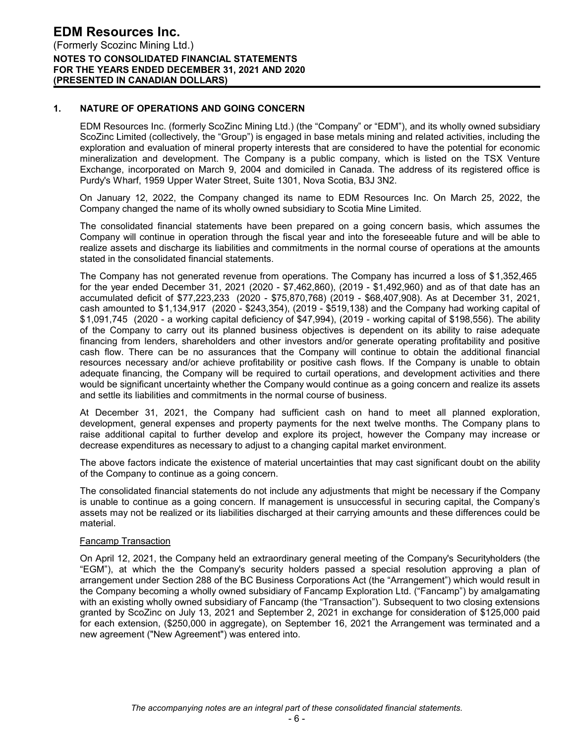## 1. NATURE OF OPERATIONS AND GOING CONCERN

EDM Resources Inc. (formerly ScoZinc Mining Ltd.) (the "Company" or "EDM"), and its wholly owned subsidiary ScoZinc Limited (collectively, the "Group") is engaged in base metals mining and related activities, including the exploration and evaluation of mineral property interests that are considered to have the potential for economic mineralization and development. The Company is a public company, which is listed on the TSX Venture Exchange, incorporated on March 9, 2004 and domiciled in Canada. The address of its registered office is Purdy's Wharf, 1959 Upper Water Street, Suite 1301, Nova Scotia, B3J 3N2.

On January 12, 2022, the Company changed its name to EDM Resources Inc. On March 25, 2022, the Company changed the name of its wholly owned subsidiary to Scotia Mine Limited.

The consolidated financial statements have been prepared on a going concern basis, which assumes the Company will continue in operation through the fiscal year and into the foreseeable future and will be able to realize assets and discharge its liabilities and commitments in the normal course of operations at the amounts stated in the consolidated financial statements.

The Company has not generated revenue from operations. The Company has incurred a loss of $1,352,465 for the year ended December 31, 2021 (2020 - $7,462,860), (2019 - $1,492,960) and as of that date has an accumulated deficit of $77,223,233 (2020 - $75,870,768) (2019 - $68,407,908). As at December 31, 2021, cash amounted to $1,134,917 (2020 - $243,354), (2019 - $519,138) and the Company had working capital of $1,091,745 (2020 - a working capital deficiency of $47,994), (2019 - working capital of $198,556). The ability of the Company to carry out its planned business objectives is dependent on its ability to raise adequate financing from lenders, shareholders and other investors and/or generate operating profitability and positive cash flow. There can be no assurances that the Company will continue to obtain the additional financial resources necessary and/or achieve profitability or positive cash flows. If the Company is unable to obtain adequate financing, the Company will be required to curtail operations, and development activities and there would be significant uncertainty whether the Company would continue as a going concern and realize its assets and settle its liabilities and commitments in the normal course of business.

At December 31, 2021, the Company had sufficient cash on hand to meet all planned exploration, development, general expenses and property payments for the next twelve months. The Company plans to raise additional capital to further develop and explore its project, however the Company may increase or decrease expenditures as necessary to adjust to a changing capital market environment.

The above factors indicate the existence of material uncertainties that may cast significant doubt on the ability of the Company to continue as a going concern.

The consolidated financial statements do not include any adjustments that might be necessary if the Company is unable to continue as a going concern. If management is unsuccessful in securing capital, the Company's assets may not be realized or its liabilities discharged at their carrying amounts and these differences could be material.

### Fancamp Transaction

On April 12, 2021, the Company held an extraordinary general meeting of the Company's Securityholders (the "EGM"), at which the the Company's security holders passed a special resolution approving a plan of arrangement under Section 288 of the BC Business Corporations Act (the "Arrangement") which would result in the Company becoming a wholly owned subsidiary of Fancamp Exploration Ltd. ("Fancamp") by amalgamating with an existing wholly owned subsidiary of Fancamp (the "Transaction"). Subsequent to two closing extensions granted by ScoZinc on July 13, 2021 and September 2, 2021 in exchange for consideration of $125,000 paid for each extension, ($250,000 in aggregate), on September 16, 2021 the Arrangement was terminated and a new agreement ("New Agreement") was entered into.

*The accompanying notes are an integral part of these consolidated financial statements.*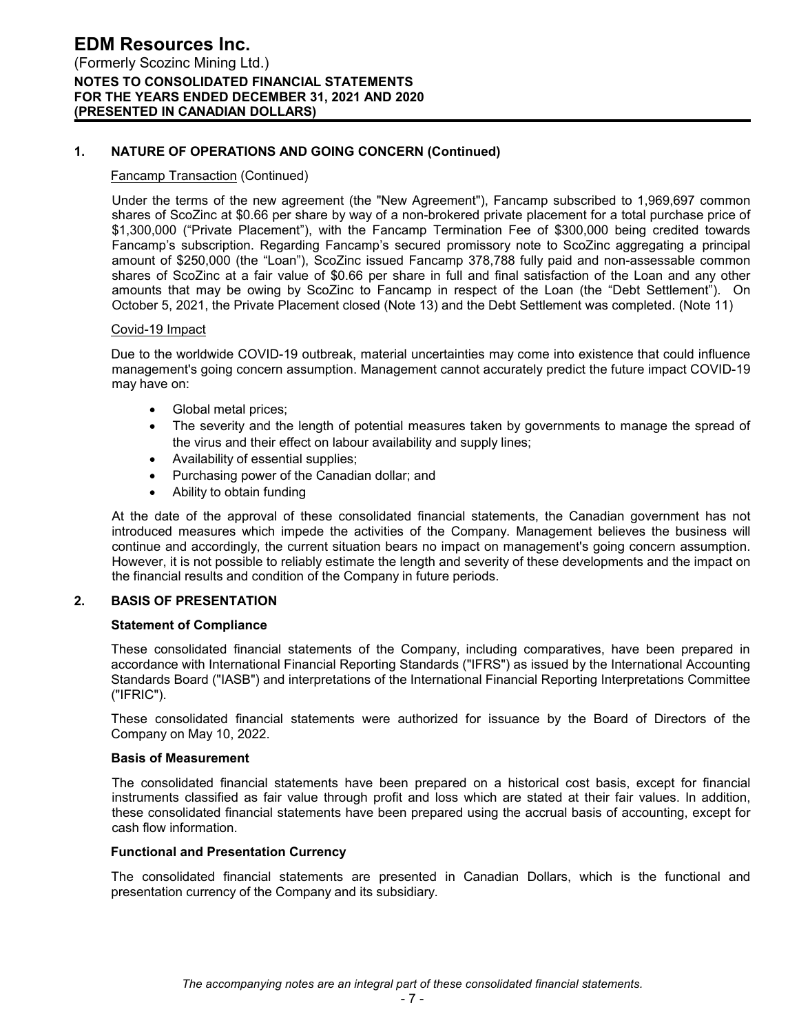## 1. NATURE OF OPERATIONS AND GOING CONCERN (Continued)

Fancamp Transaction (Continued)

Under the terms of the new agreement (the "New Agreement"), Fancamp subscribed to 1,969,697 common shares of ScoZinc at $0.66 per share by way of a non-brokered private placement for a total purchase price of $1,300,000 ("Private Placement"), with the Fancamp Termination Fee of $300,000 being credited towards Fancamp's subscription. Regarding Fancamp's secured promissory note to ScoZinc aggregating a principal amount of $250,000 (the "Loan"), ScoZinc issued Fancamp 378,788 fully paid and non-assessable common shares of ScoZinc at a fair value of $0.66 per share in full and final satisfaction of the Loan and any other amounts that may be owing by ScoZinc to Fancamp in respect of the Loan (the "Debt Settlement"). On October 5, 2021, the Private Placement closed (Note 13) and the Debt Settlement was completed. (Note 11)

Covid-19 Impact

Due to the worldwide COVID-19 outbreak, material uncertainties may come into existence that could influence management's going concern assumption. Management cannot accurately predict the future impact COVID-19 may have on:

- Global metal prices;
- The severity and the length of potential measures taken by governments to manage the spread of the virus and their effect on labour availability and supply lines;
- Availability of essential supplies;
- Purchasing power of the Canadian dollar; and
- Ability to obtain funding

At the date of the approval of these consolidated financial statements, the Canadian government has not introduced measures which impede the activities of the Company. Management believes the business will continue and accordingly, the current situation bears no impact on management's going concern assumption. However, it is not possible to reliably estimate the length and severity of these developments and the impact on the financial results and condition of the Company in future periods.

## 2. BASIS OF PRESENTATION

**Statement of Compliance**

These consolidated financial statements of the Company, including comparatives, have been prepared in accordance with International Financial Reporting Standards ("IFRS") as issued by the International Accounting Standards Board ("IASB") and interpretations of the International Financial Reporting Interpretations Committee ("IFRIC").

These consolidated financial statements were authorized for issuance by the Board of Directors of the Company on May 10, 2022.

**Basis of Measurement**

The consolidated financial statements have been prepared on a historical cost basis, except for financial instruments classified as fair value through profit and loss which are stated at their fair values. In addition, these consolidated financial statements have been prepared using the accrual basis of accounting, except for cash flow information.

**Functional and Presentation Currency**

The consolidated financial statements are presented in Canadian Dollars, which is the functional and presentation currency of the Company and its subsidiary.

*The accompanying notes are an integral part of these consolidated financial statements.*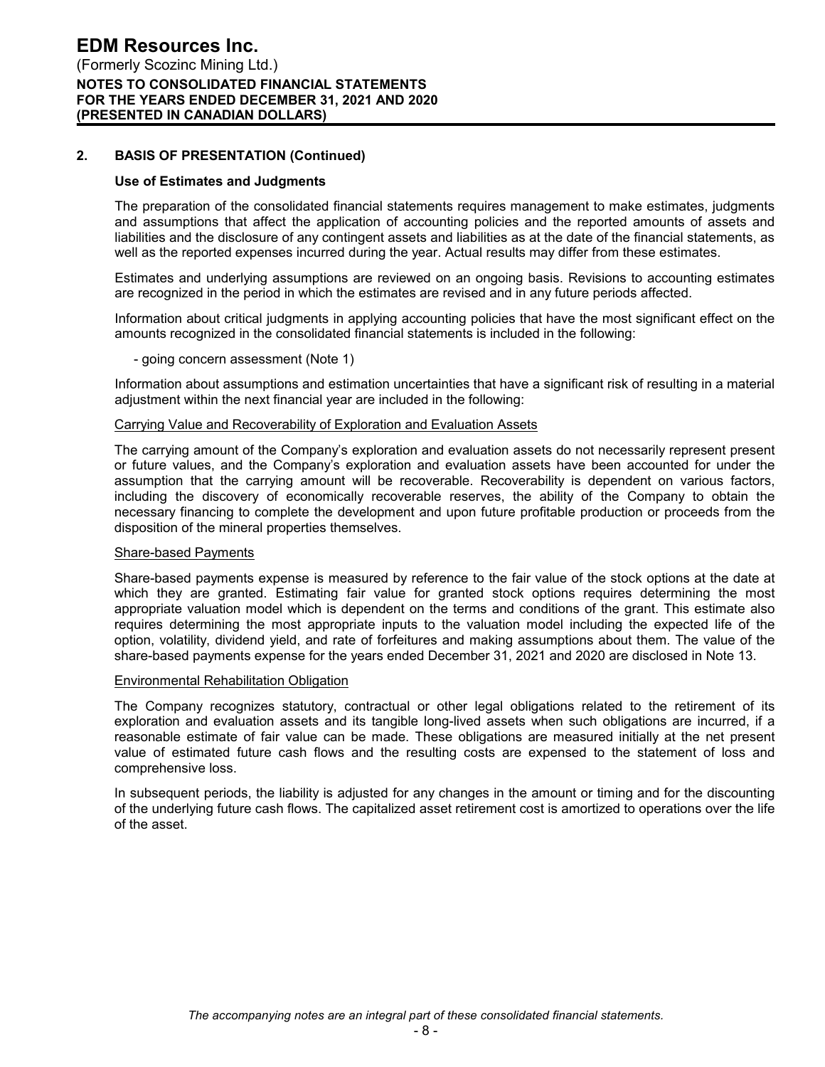## 2. BASIS OF PRESENTATION (Continued)

### Use of Estimates and Judgments

The preparation of the consolidated financial statements requires management to make estimates, judgments and assumptions that affect the application of accounting policies and the reported amounts of assets and liabilities and the disclosure of any contingent assets and liabilities as at the date of the financial statements, as well as the reported expenses incurred during the year. Actual results may differ from these estimates.

Estimates and underlying assumptions are reviewed on an ongoing basis. Revisions to accounting estimates are recognized in the period in which the estimates are revised and in any future periods affected.

Information about critical judgments in applying accounting policies that have the most significant effect on the amounts recognized in the consolidated financial statements is included in the following:

- going concern assessment (Note 1)

Information about assumptions and estimation uncertainties that have a significant risk of resulting in a material adjustment within the next financial year are included in the following:

Carrying Value and Recoverability of Exploration and Evaluation Assets

The carrying amount of the Company's exploration and evaluation assets do not necessarily represent present or future values, and the Company's exploration and evaluation assets have been accounted for under the assumption that the carrying amount will be recoverable. Recoverability is dependent on various factors, including the discovery of economically recoverable reserves, the ability of the Company to obtain the necessary financing to complete the development and upon future profitable production or proceeds from the disposition of the mineral properties themselves.

Share-based Payments

Share-based payments expense is measured by reference to the fair value of the stock options at the date at which they are granted. Estimating fair value for granted stock options requires determining the most appropriate valuation model which is dependent on the terms and conditions of the grant. This estimate also requires determining the most appropriate inputs to the valuation model including the expected life of the option, volatility, dividend yield, and rate of forfeitures and making assumptions about them. The value of the share-based payments expense for the years ended December 31, 2021 and 2020 are disclosed in Note 13.

Environmental Rehabilitation Obligation

The Company recognizes statutory, contractual or other legal obligations related to the retirement of its exploration and evaluation assets and its tangible long-lived assets when such obligations are incurred, if a reasonable estimate of fair value can be made. These obligations are measured initially at the net present value of estimated future cash flows and the resulting costs are expensed to the statement of loss and comprehensive loss.

In subsequent periods, the liability is adjusted for any changes in the amount or timing and for the discounting of the underlying future cash flows. The capitalized asset retirement cost is amortized to operations over the life of the asset.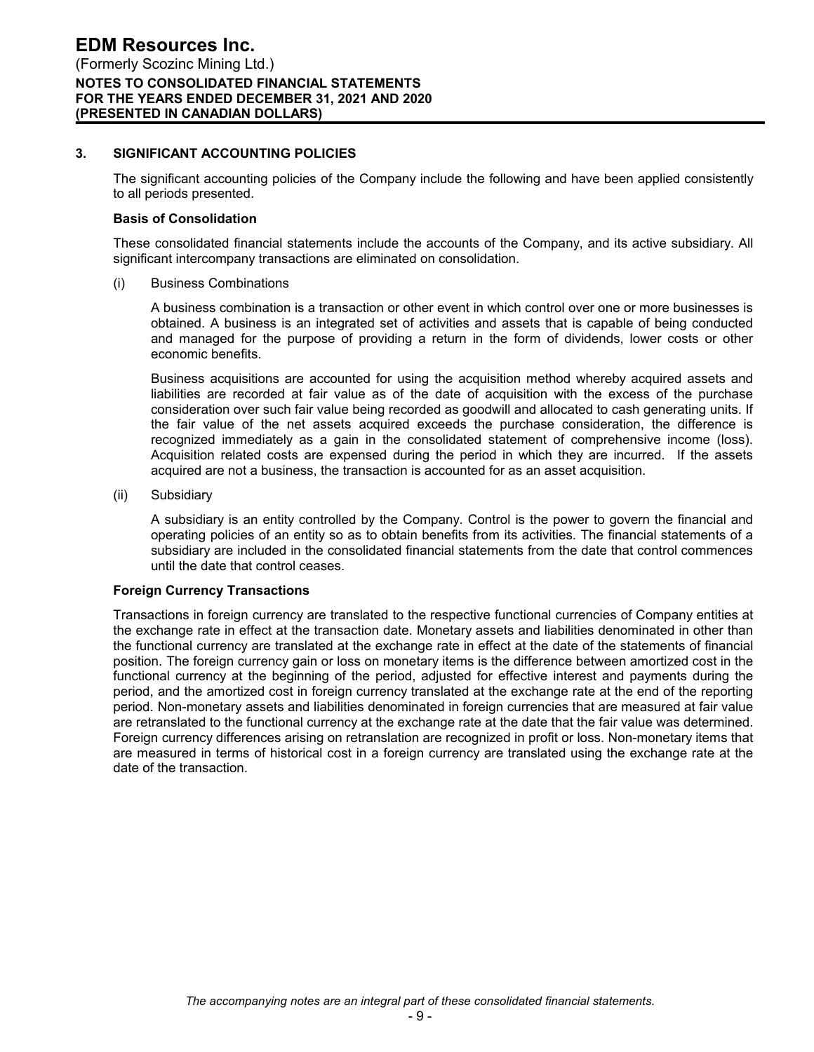## 3. SIGNIFICANT ACCOUNTING POLICIES

The significant accounting policies of the Company include the following and have been applied consistently to all periods presented.

### Basis of Consolidation

These consolidated financial statements include the accounts of the Company, and its active subsidiary. All significant intercompany transactions are eliminated on consolidation.

(i) Business Combinations

A business combination is a transaction or other event in which control over one or more businesses is obtained. A business is an integrated set of activities and assets that is capable of being conducted and managed for the purpose of providing a return in the form of dividends, lower costs or other economic benefits.

Business acquisitions are accounted for using the acquisition method whereby acquired assets and liabilities are recorded at fair value as of the date of acquisition with the excess of the purchase consideration over such fair value being recorded as goodwill and allocated to cash generating units. If the fair value of the net assets acquired exceeds the purchase consideration, the difference is recognized immediately as a gain in the consolidated statement of comprehensive income (loss). Acquisition related costs are expensed during the period in which they are incurred. If the assets acquired are not a business, the transaction is accounted for as an asset acquisition.

(ii) Subsidiary

A subsidiary is an entity controlled by the Company. Control is the power to govern the financial and operating policies of an entity so as to obtain benefits from its activities. The financial statements of a subsidiary are included in the consolidated financial statements from the date that control commences until the date that control ceases.

### Foreign Currency Transactions

Transactions in foreign currency are translated to the respective functional currencies of Company entities at the exchange rate in effect at the transaction date. Monetary assets and liabilities denominated in other than the functional currency are translated at the exchange rate in effect at the date of the statements of financial position. The foreign currency gain or loss on monetary items is the difference between amortized cost in the functional currency at the beginning of the period, adjusted for effective interest and payments during the period, and the amortized cost in foreign currency translated at the exchange rate at the end of the reporting period. Non-monetary assets and liabilities denominated in foreign currencies that are measured at fair value are retranslated to the functional currency at the exchange rate at the date that the fair value was determined. Foreign currency differences arising on retranslation are recognized in profit or loss. Non-monetary items that are measured in terms of historical cost in a foreign currency are translated using the exchange rate at the date of the transaction.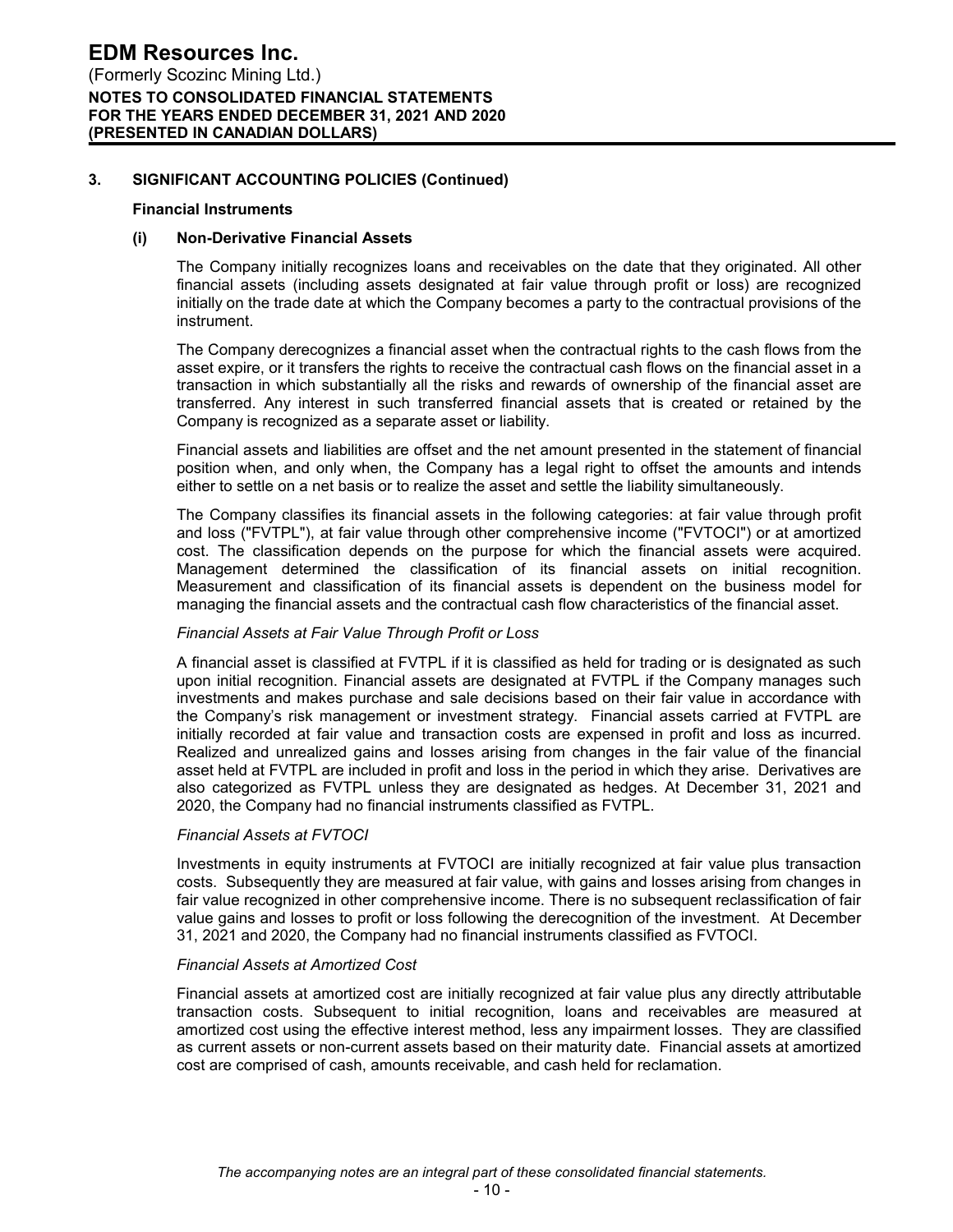## 3. SIGNIFICANT ACCOUNTING POLICIES (Continued)

### Financial Instruments

#### (i) Non-Derivative Financial Assets

The Company initially recognizes loans and receivables on the date that they originated. All other financial assets (including assets designated at fair value through profit or loss) are recognized initially on the trade date at which the Company becomes a party to the contractual provisions of the instrument.

The Company derecognizes a financial asset when the contractual rights to the cash flows from the asset expire, or it transfers the rights to receive the contractual cash flows on the financial asset in a transaction in which substantially all the risks and rewards of ownership of the financial asset are transferred. Any interest in such transferred financial assets that is created or retained by the Company is recognized as a separate asset or liability.

Financial assets and liabilities are offset and the net amount presented in the statement of financial position when, and only when, the Company has a legal right to offset the amounts and intends either to settle on a net basis or to realize the asset and settle the liability simultaneously.

The Company classifies its financial assets in the following categories: at fair value through profit and loss ("FVTPL"), at fair value through other comprehensive income ("FVTOCI") or at amortized cost. The classification depends on the purpose for which the financial assets were acquired. Management determined the classification of its financial assets on initial recognition. Measurement and classification of its financial assets is dependent on the business model for managing the financial assets and the contractual cash flow characteristics of the financial asset.

*Financial Assets at Fair Value Through Profit or Loss*

A financial asset is classified at FVTPL if it is classified as held for trading or is designated as such upon initial recognition. Financial assets are designated at FVTPL if the Company manages such investments and makes purchase and sale decisions based on their fair value in accordance with the Company's risk management or investment strategy. Financial assets carried at FVTPL are initially recorded at fair value and transaction costs are expensed in profit and loss as incurred. Realized and unrealized gains and losses arising from changes in the fair value of the financial asset held at FVTPL are included in profit and loss in the period in which they arise. Derivatives are also categorized as FVTPL unless they are designated as hedges. At December 31, 2021 and 2020, the Company had no financial instruments classified as FVTPL.

*Financial Assets at FVTOCI*

Investments in equity instruments at FVTOCI are initially recognized at fair value plus transaction costs. Subsequently they are measured at fair value, with gains and losses arising from changes in fair value recognized in other comprehensive income. There is no subsequent reclassification of fair value gains and losses to profit or loss following the derecognition of the investment. At December 31, 2021 and 2020, the Company had no financial instruments classified as FVTOCI.

*Financial Assets at Amortized Cost*

Financial assets at amortized cost are initially recognized at fair value plus any directly attributable transaction costs. Subsequent to initial recognition, loans and receivables are measured at amortized cost using the effective interest method, less any impairment losses. They are classified as current assets or non-current assets based on their maturity date. Financial assets at amortized cost are comprised of cash, amounts receivable, and cash held for reclamation.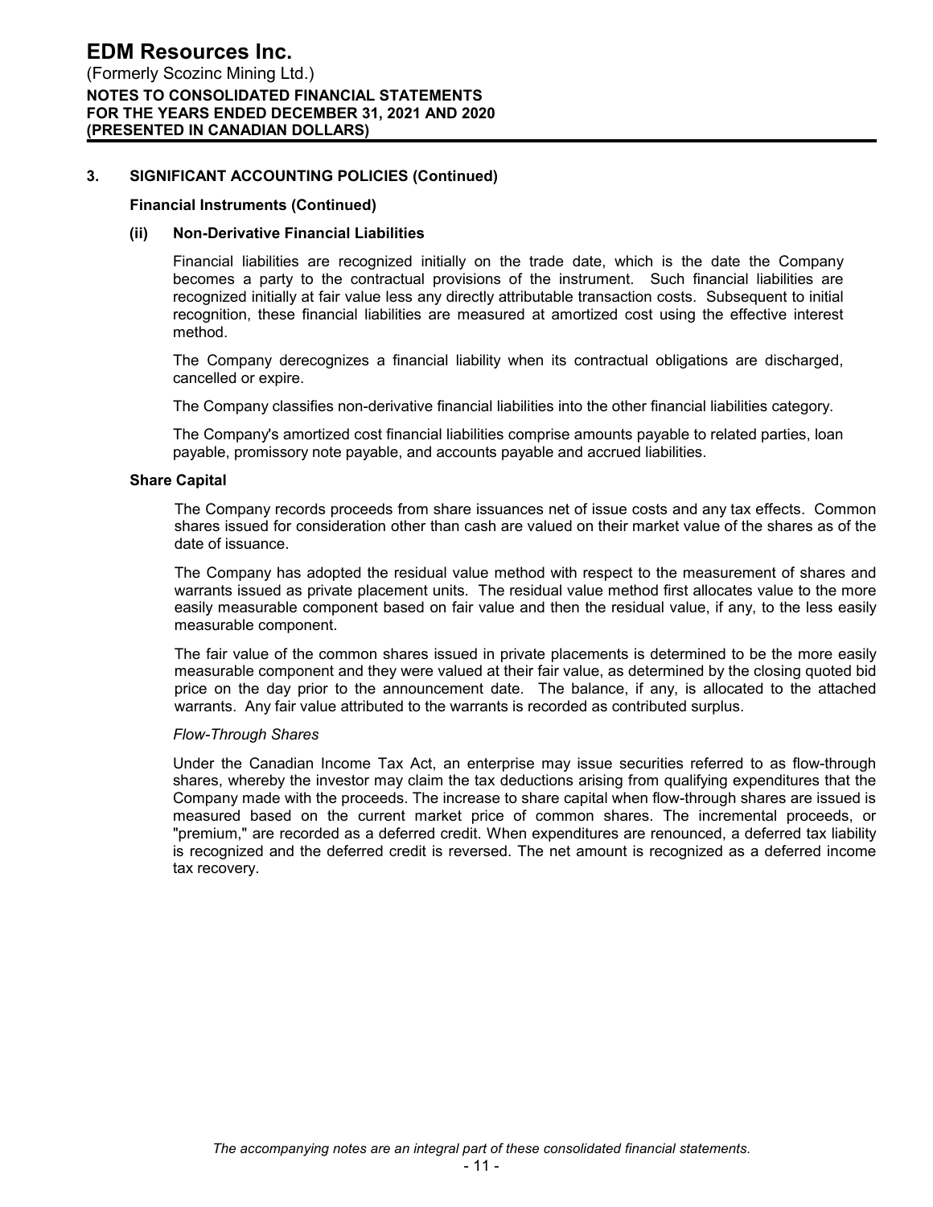## 3. SIGNIFICANT ACCOUNTING POLICIES (Continued)

### Financial Instruments (Continued)

#### (ii) Non-Derivative Financial Liabilities

Financial liabilities are recognized initially on the trade date, which is the date the Company becomes a party to the contractual provisions of the instrument. Such financial liabilities are recognized initially at fair value less any directly attributable transaction costs. Subsequent to initial recognition, these financial liabilities are measured at amortized cost using the effective interest method.

The Company derecognizes a financial liability when its contractual obligations are discharged, cancelled or expire.

The Company classifies non-derivative financial liabilities into the other financial liabilities category.

The Company's amortized cost financial liabilities comprise amounts payable to related parties, loan payable, promissory note payable, and accounts payable and accrued liabilities.

### Share Capital

The Company records proceeds from share issuances net of issue costs and any tax effects. Common shares issued for consideration other than cash are valued on their market value of the shares as of the date of issuance.

The Company has adopted the residual value method with respect to the measurement of shares and warrants issued as private placement units. The residual value method first allocates value to the more easily measurable component based on fair value and then the residual value, if any, to the less easily measurable component.

The fair value of the common shares issued in private placements is determined to be the more easily measurable component and they were valued at their fair value, as determined by the closing quoted bid price on the day prior to the announcement date. The balance, if any, is allocated to the attached warrants. Any fair value attributed to the warrants is recorded as contributed surplus.

*Flow-Through Shares*

Under the Canadian Income Tax Act, an enterprise may issue securities referred to as flow-through shares, whereby the investor may claim the tax deductions arising from qualifying expenditures that the Company made with the proceeds. The increase to share capital when flow-through shares are issued is measured based on the current market price of common shares. The incremental proceeds, or "premium," are recorded as a deferred credit. When expenditures are renounced, a deferred tax liability is recognized and the deferred credit is reversed. The net amount is recognized as a deferred income tax recovery.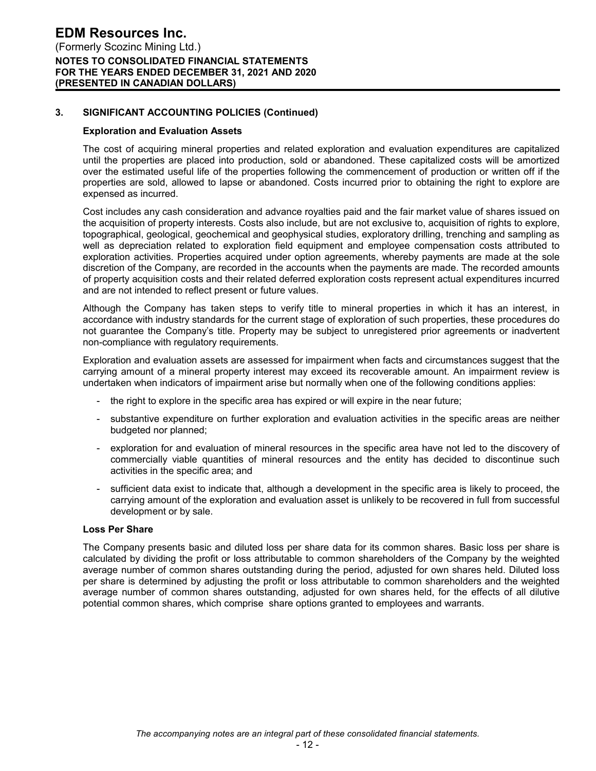### 3. SIGNIFICANT ACCOUNTING POLICIES (Continued)

**Exploration and Evaluation Assets**

The cost of acquiring mineral properties and related exploration and evaluation expenditures are capitalized until the properties are placed into production, sold or abandoned. These capitalized costs will be amortized over the estimated useful life of the properties following the commencement of production or written off if the properties are sold, allowed to lapse or abandoned. Costs incurred prior to obtaining the right to explore are expensed as incurred.

Cost includes any cash consideration and advance royalties paid and the fair market value of shares issued on the acquisition of property interests. Costs also include, but are not exclusive to, acquisition of rights to explore, topographical, geological, geochemical and geophysical studies, exploratory drilling, trenching and sampling as well as depreciation related to exploration field equipment and employee compensation costs attributed to exploration activities. Properties acquired under option agreements, whereby payments are made at the sole discretion of the Company, are recorded in the accounts when the payments are made. The recorded amounts of property acquisition costs and their related deferred exploration costs represent actual expenditures incurred and are not intended to reflect present or future values.

Although the Company has taken steps to verify title to mineral properties in which it has an interest, in accordance with industry standards for the current stage of exploration of such properties, these procedures do not guarantee the Company's title. Property may be subject to unregistered prior agreements or inadvertent non-compliance with regulatory requirements.

Exploration and evaluation assets are assessed for impairment when facts and circumstances suggest that the carrying amount of a mineral property interest may exceed its recoverable amount. An impairment review is undertaken when indicators of impairment arise but normally when one of the following conditions applies:

- the right to explore in the specific area has expired or will expire in the near future;
- substantive expenditure on further exploration and evaluation activities in the specific areas are neither budgeted nor planned;
- exploration for and evaluation of mineral resources in the specific area have not led to the discovery of commercially viable quantities of mineral resources and the entity has decided to discontinue such activities in the specific area; and
- sufficient data exist to indicate that, although a development in the specific area is likely to proceed, the carrying amount of the exploration and evaluation asset is unlikely to be recovered in full from successful development or by sale.

**Loss Per Share**

The Company presents basic and diluted loss per share data for its common shares. Basic loss per share is calculated by dividing the profit or loss attributable to common shareholders of the Company by the weighted average number of common shares outstanding during the period, adjusted for own shares held. Diluted loss per share is determined by adjusting the profit or loss attributable to common shareholders and the weighted average number of common shares outstanding, adjusted for own shares held, for the effects of all dilutive potential common shares, which comprise share options granted to employees and warrants.

*The accompanying notes are an integral part of these consolidated financial statements.*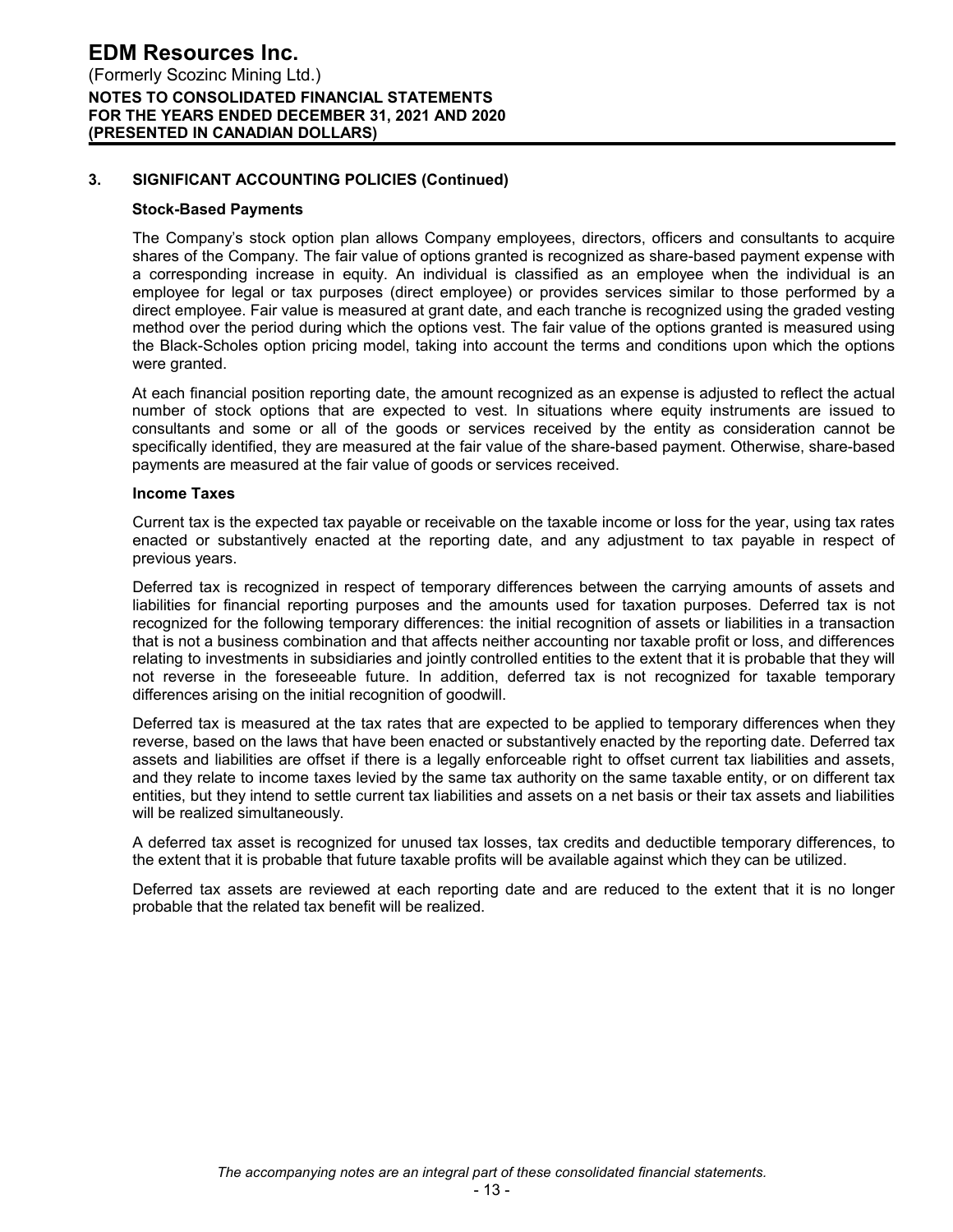## 3. SIGNIFICANT ACCOUNTING POLICIES (Continued)

### Stock-Based Payments

The Company's stock option plan allows Company employees, directors, officers and consultants to acquire shares of the Company. The fair value of options granted is recognized as share-based payment expense with a corresponding increase in equity. An individual is classified as an employee when the individual is an employee for legal or tax purposes (direct employee) or provides services similar to those performed by a direct employee. Fair value is measured at grant date, and each tranche is recognized using the graded vesting method over the period during which the options vest. The fair value of the options granted is measured using the Black-Scholes option pricing model, taking into account the terms and conditions upon which the options were granted.

At each financial position reporting date, the amount recognized as an expense is adjusted to reflect the actual number of stock options that are expected to vest. In situations where equity instruments are issued to consultants and some or all of the goods or services received by the entity as consideration cannot be specifically identified, they are measured at the fair value of the share-based payment. Otherwise, share-based payments are measured at the fair value of goods or services received.

### Income Taxes

Current tax is the expected tax payable or receivable on the taxable income or loss for the year, using tax rates enacted or substantively enacted at the reporting date, and any adjustment to tax payable in respect of previous years.

Deferred tax is recognized in respect of temporary differences between the carrying amounts of assets and liabilities for financial reporting purposes and the amounts used for taxation purposes. Deferred tax is not recognized for the following temporary differences: the initial recognition of assets or liabilities in a transaction that is not a business combination and that affects neither accounting nor taxable profit or loss, and differences relating to investments in subsidiaries and jointly controlled entities to the extent that it is probable that they will not reverse in the foreseeable future. In addition, deferred tax is not recognized for taxable temporary differences arising on the initial recognition of goodwill.

Deferred tax is measured at the tax rates that are expected to be applied to temporary differences when they reverse, based on the laws that have been enacted or substantively enacted by the reporting date. Deferred tax assets and liabilities are offset if there is a legally enforceable right to offset current tax liabilities and assets, and they relate to income taxes levied by the same tax authority on the same taxable entity, or on different tax entities, but they intend to settle current tax liabilities and assets on a net basis or their tax assets and liabilities will be realized simultaneously.

A deferred tax asset is recognized for unused tax losses, tax credits and deductible temporary differences, to the extent that it is probable that future taxable profits will be available against which they can be utilized.

Deferred tax assets are reviewed at each reporting date and are reduced to the extent that it is no longer probable that the related tax benefit will be realized.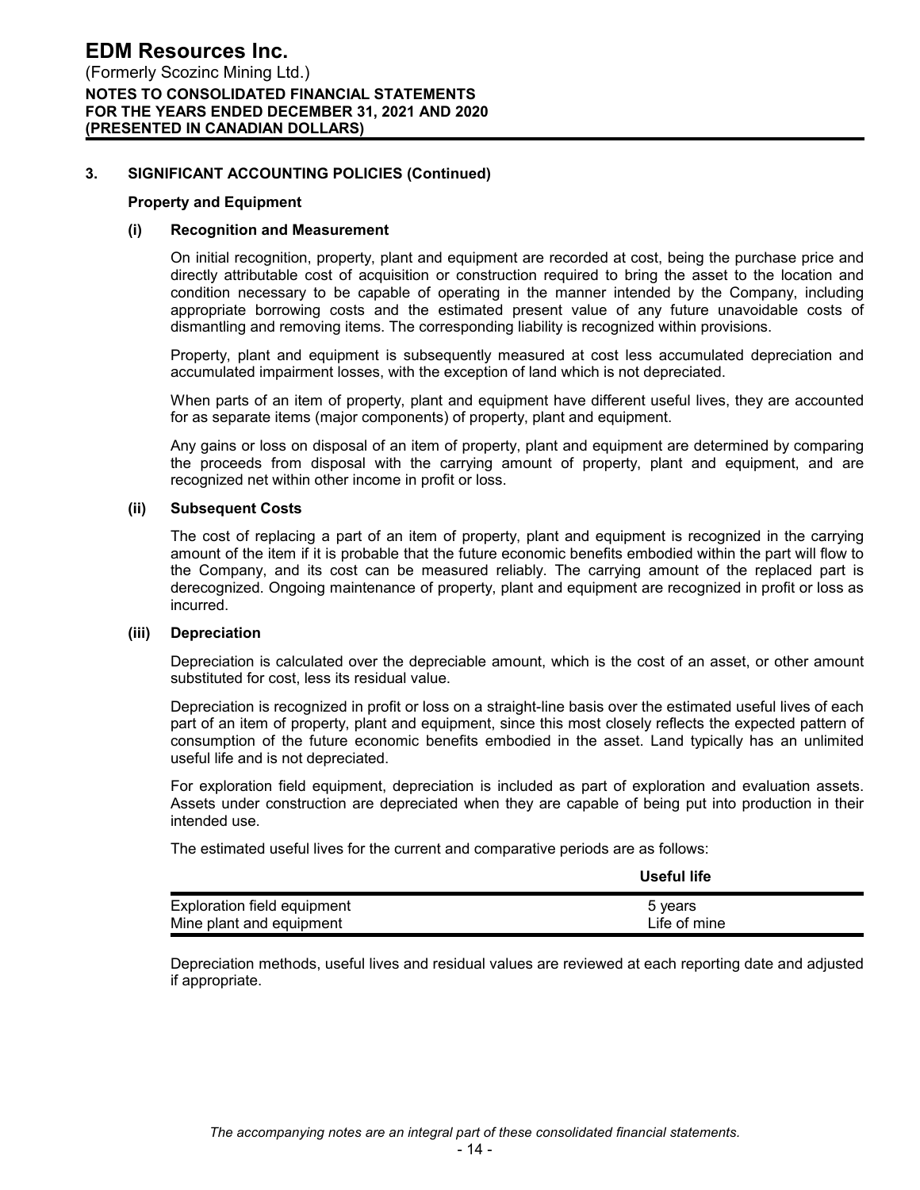## 3. SIGNIFICANT ACCOUNTING POLICIES (Continued)

### Property and Equipment

#### (i) Recognition and Measurement

On initial recognition, property, plant and equipment are recorded at cost, being the purchase price and directly attributable cost of acquisition or construction required to bring the asset to the location and condition necessary to be capable of operating in the manner intended by the Company, including appropriate borrowing costs and the estimated present value of any future unavoidable costs of dismantling and removing items. The corresponding liability is recognized within provisions.

Property, plant and equipment is subsequently measured at cost less accumulated depreciation and accumulated impairment losses, with the exception of land which is not depreciated.

When parts of an item of property, plant and equipment have different useful lives, they are accounted for as separate items (major components) of property, plant and equipment.

Any gains or loss on disposal of an item of property, plant and equipment are determined by comparing the proceeds from disposal with the carrying amount of property, plant and equipment, and are recognized net within other income in profit or loss.

#### (ii) Subsequent Costs

The cost of replacing a part of an item of property, plant and equipment is recognized in the carrying amount of the item if it is probable that the future economic benefits embodied within the part will flow to the Company, and its cost can be measured reliably. The carrying amount of the replaced part is derecognized. Ongoing maintenance of property, plant and equipment are recognized in profit or loss as incurred.

#### (iii) Depreciation

Depreciation is calculated over the depreciable amount, which is the cost of an asset, or other amount substituted for cost, less its residual value.

Depreciation is recognized in profit or loss on a straight-line basis over the estimated useful lives of each part of an item of property, plant and equipment, since this most closely reflects the expected pattern of consumption of the future economic benefits embodied in the asset. Land typically has an unlimited useful life and is not depreciated.

For exploration field equipment, depreciation is included as part of exploration and evaluation assets. Assets under construction are depreciated when they are capable of being put into production in their intended use.

The estimated useful lives for the current and comparative periods are as follows:

| | Useful life |
|---|---|
| Exploration field equipment | 5 years |
| Mine plant and equipment | Life of mine |

Depreciation methods, useful lives and residual values are reviewed at each reporting date and adjusted if appropriate.

*The accompanying notes are an integral part of these consolidated financial statements.*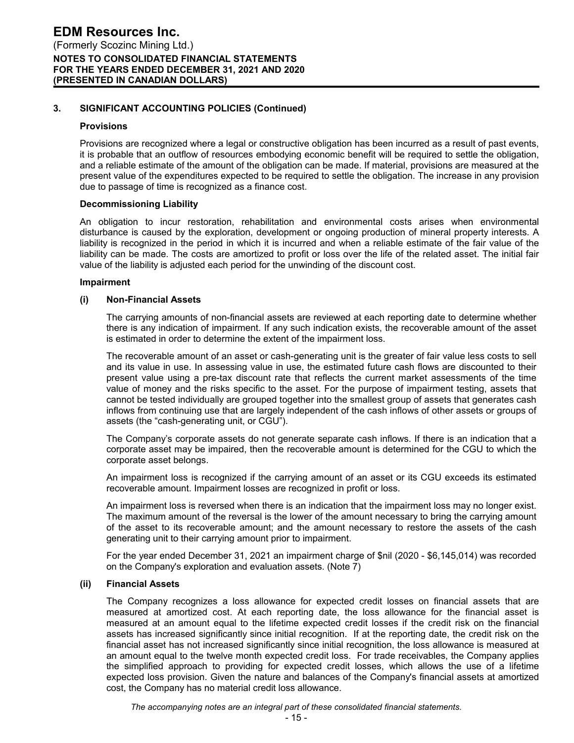## 3. SIGNIFICANT ACCOUNTING POLICIES (Continued)

### Provisions

Provisions are recognized where a legal or constructive obligation has been incurred as a result of past events, it is probable that an outflow of resources embodying economic benefit will be required to settle the obligation, and a reliable estimate of the amount of the obligation can be made. If material, provisions are measured at the present value of the expenditures expected to be required to settle the obligation. The increase in any provision due to passage of time is recognized as a finance cost.

### Decommissioning Liability

An obligation to incur restoration, rehabilitation and environmental costs arises when environmental disturbance is caused by the exploration, development or ongoing production of mineral property interests. A liability is recognized in the period in which it is incurred and when a reliable estimate of the fair value of the liability can be made. The costs are amortized to profit or loss over the life of the related asset. The initial fair value of the liability is adjusted each period for the unwinding of the discount cost.

### Impairment

#### (i) Non-Financial Assets

The carrying amounts of non-financial assets are reviewed at each reporting date to determine whether there is any indication of impairment. If any such indication exists, the recoverable amount of the asset is estimated in order to determine the extent of the impairment loss.

The recoverable amount of an asset or cash-generating unit is the greater of fair value less costs to sell and its value in use. In assessing value in use, the estimated future cash flows are discounted to their present value using a pre-tax discount rate that reflects the current market assessments of the time value of money and the risks specific to the asset. For the purpose of impairment testing, assets that cannot be tested individually are grouped together into the smallest group of assets that generates cash inflows from continuing use that are largely independent of the cash inflows of other assets or groups of assets (the "cash-generating unit, or CGU").

The Company's corporate assets do not generate separate cash inflows. If there is an indication that a corporate asset may be impaired, then the recoverable amount is determined for the CGU to which the corporate asset belongs.

An impairment loss is recognized if the carrying amount of an asset or its CGU exceeds its estimated recoverable amount. Impairment losses are recognized in profit or loss.

An impairment loss is reversed when there is an indication that the impairment loss may no longer exist. The maximum amount of the reversal is the lower of the amount necessary to bring the carrying amount of the asset to its recoverable amount; and the amount necessary to restore the assets of the cash generating unit to their carrying amount prior to impairment.

For the year ended December 31, 2021 an impairment charge of $nil (2020 - $6,145,014) was recorded on the Company's exploration and evaluation assets. (Note 7)

#### (ii) Financial Assets

The Company recognizes a loss allowance for expected credit losses on financial assets that are measured at amortized cost. At each reporting date, the loss allowance for the financial asset is measured at an amount equal to the lifetime expected credit losses if the credit risk on the financial assets has increased significantly since initial recognition. If at the reporting date, the credit risk on the financial asset has not increased significantly since initial recognition, the loss allowance is measured at an amount equal to the twelve month expected credit loss. For trade receivables, the Company applies the simplified approach to providing for expected credit losses, which allows the use of a lifetime expected loss provision. Given the nature and balances of the Company's financial assets at amortized cost, the Company has no material credit loss allowance.

*The accompanying notes are an integral part of these consolidated financial statements.*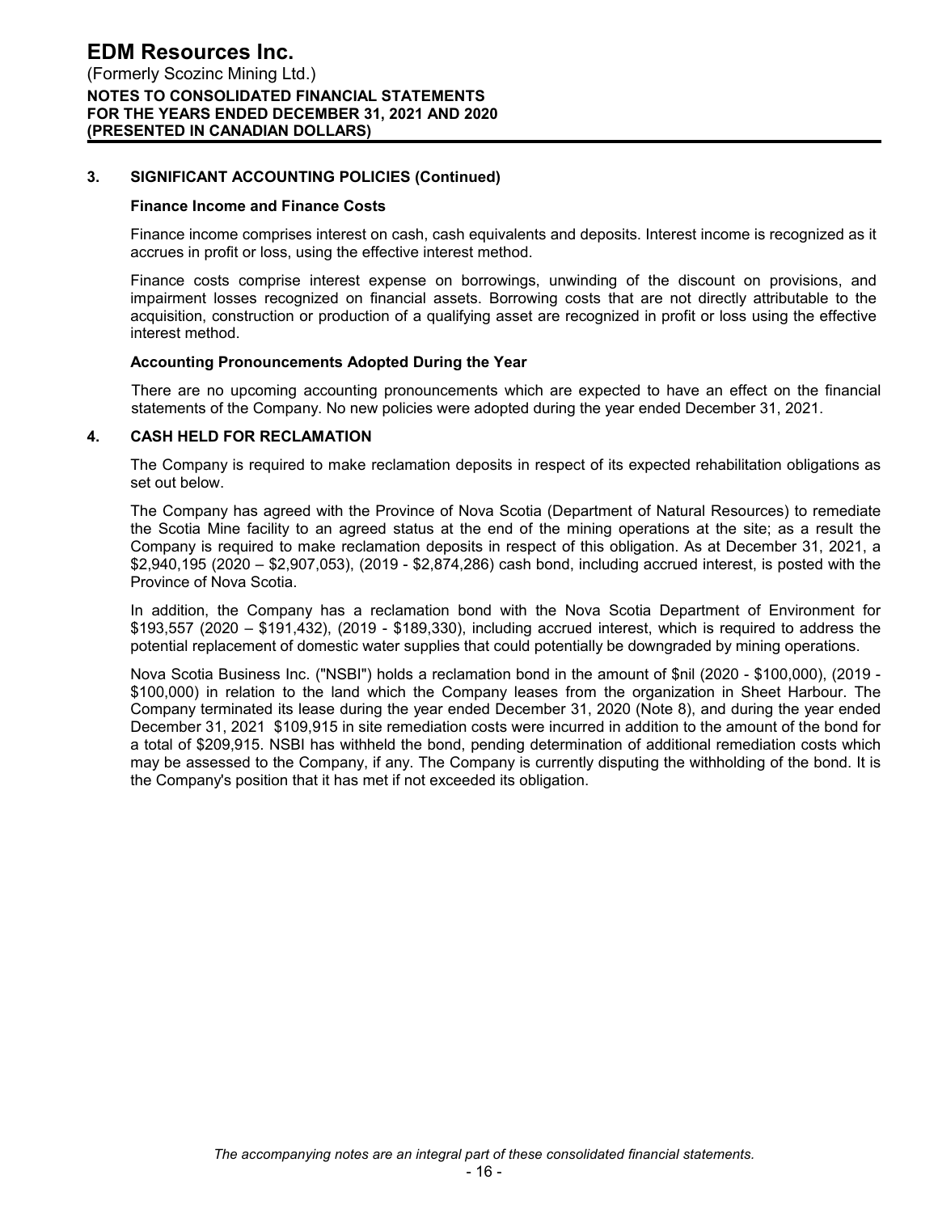## 3. SIGNIFICANT ACCOUNTING POLICIES (Continued)

### Finance Income and Finance Costs

Finance income comprises interest on cash, cash equivalents and deposits. Interest income is recognized as it accrues in profit or loss, using the effective interest method.

Finance costs comprise interest expense on borrowings, unwinding of the discount on provisions, and impairment losses recognized on financial assets. Borrowing costs that are not directly attributable to the acquisition, construction or production of a qualifying asset are recognized in profit or loss using the effective interest method.

### Accounting Pronouncements Adopted During the Year

There are no upcoming accounting pronouncements which are expected to have an effect on the financial statements of the Company. No new policies were adopted during the year ended December 31, 2021.

## 4. CASH HELD FOR RECLAMATION

The Company is required to make reclamation deposits in respect of its expected rehabilitation obligations as set out below.

The Company has agreed with the Province of Nova Scotia (Department of Natural Resources) to remediate the Scotia Mine facility to an agreed status at the end of the mining operations at the site; as a result the Company is required to make reclamation deposits in respect of this obligation. As at December 31, 2021, a $2,940,195 (2020 – $2,907,053), (2019 - $2,874,286) cash bond, including accrued interest, is posted with the Province of Nova Scotia.

In addition, the Company has a reclamation bond with the Nova Scotia Department of Environment for $193,557 (2020 – $191,432), (2019 - $189,330), including accrued interest, which is required to address the potential replacement of domestic water supplies that could potentially be downgraded by mining operations.

Nova Scotia Business Inc. ("NSBI") holds a reclamation bond in the amount of $nil (2020 - $100,000), (2019 - $100,000) in relation to the land which the Company leases from the organization in Sheet Harbour. The Company terminated its lease during the year ended December 31, 2020 (Note 8), and during the year ended December 31, 2021 $109,915 in site remediation costs were incurred in addition to the amount of the bond for a total of $209,915. NSBI has withheld the bond, pending determination of additional remediation costs which may be assessed to the Company, if any. The Company is currently disputing the withholding of the bond. It is the Company's position that it has met if not exceeded its obligation.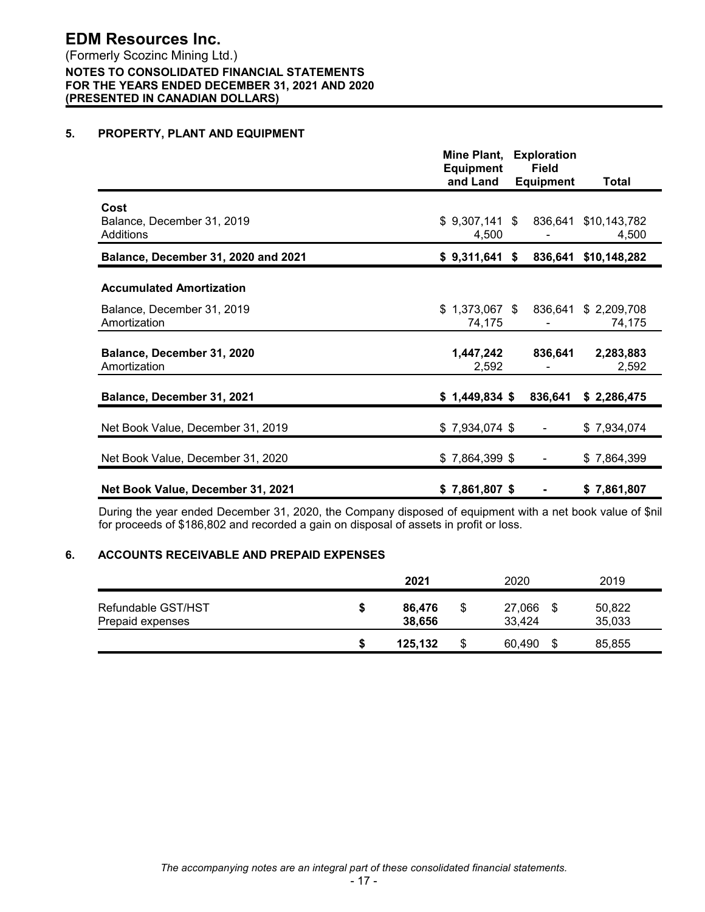# EDM Resources Inc.

(Formerly Scozinc Mining Ltd.)
**NOTES TO CONSOLIDATED FINANCIAL STATEMENTS**
**FOR THE YEARS ENDED DECEMBER 31, 2021 AND 2020**
**(PRESENTED IN CANADIAN DOLLARS)**

## 5. PROPERTY, PLANT AND EQUIPMENT

| | Mine Plant, Equipment and Land | Exploration Field Equipment | Total |
|---|---|---|---|
| **Cost** | | | |
| Balance, December 31, 2019 | $ 9,307,141 | $ 836,641 | $10,143,782 |
| Additions | 4,500 | - | 4,500 |
| **Balance, December 31, 2020 and 2021** | **$ 9,311,641** | **$ 836,641** | **$10,148,282** |
| **Accumulated Amortization** | | | |
| Balance, December 31, 2019 | $ 1,373,067 | $ 836,641 | $ 2,209,708 |
| Amortization | 74,175 | - | 74,175 |
| **Balance, December 31, 2020** | **1,447,242** | **836,641** | **2,283,883** |
| Amortization | 2,592 | - | 2,592 |
| **Balance, December 31, 2021** | **$ 1,449,834** | **$ 836,641** | **$ 2,286,475** |
| Net Book Value, December 31, 2019 | $ 7,934,074 | $ - | $ 7,934,074 |
| Net Book Value, December 31, 2020 | $ 7,864,399 | $ - | $ 7,864,399 |
| **Net Book Value, December 31, 2021** | **$ 7,861,807** | **$ -** | **$ 7,861,807** |

During the year ended December 31, 2020, the Company disposed of equipment with a net book value of $nil for proceeds of $186,802 and recorded a gain on disposal of assets in profit or loss.

## 6. ACCOUNTS RECEIVABLE AND PREPAID EXPENSES

| | 2021 | 2020 | 2019 |
|---|---|---|---|
| Refundable GST/HST | **$ 86,476** | $ 27,066 | $ 50,822 |
| Prepaid expenses | **38,656** | 33,424 | 35,033 |
| | **$ 125,132** | $ 60,490 | $ 85,855 |

*The accompanying notes are an integral part of these consolidated financial statements.*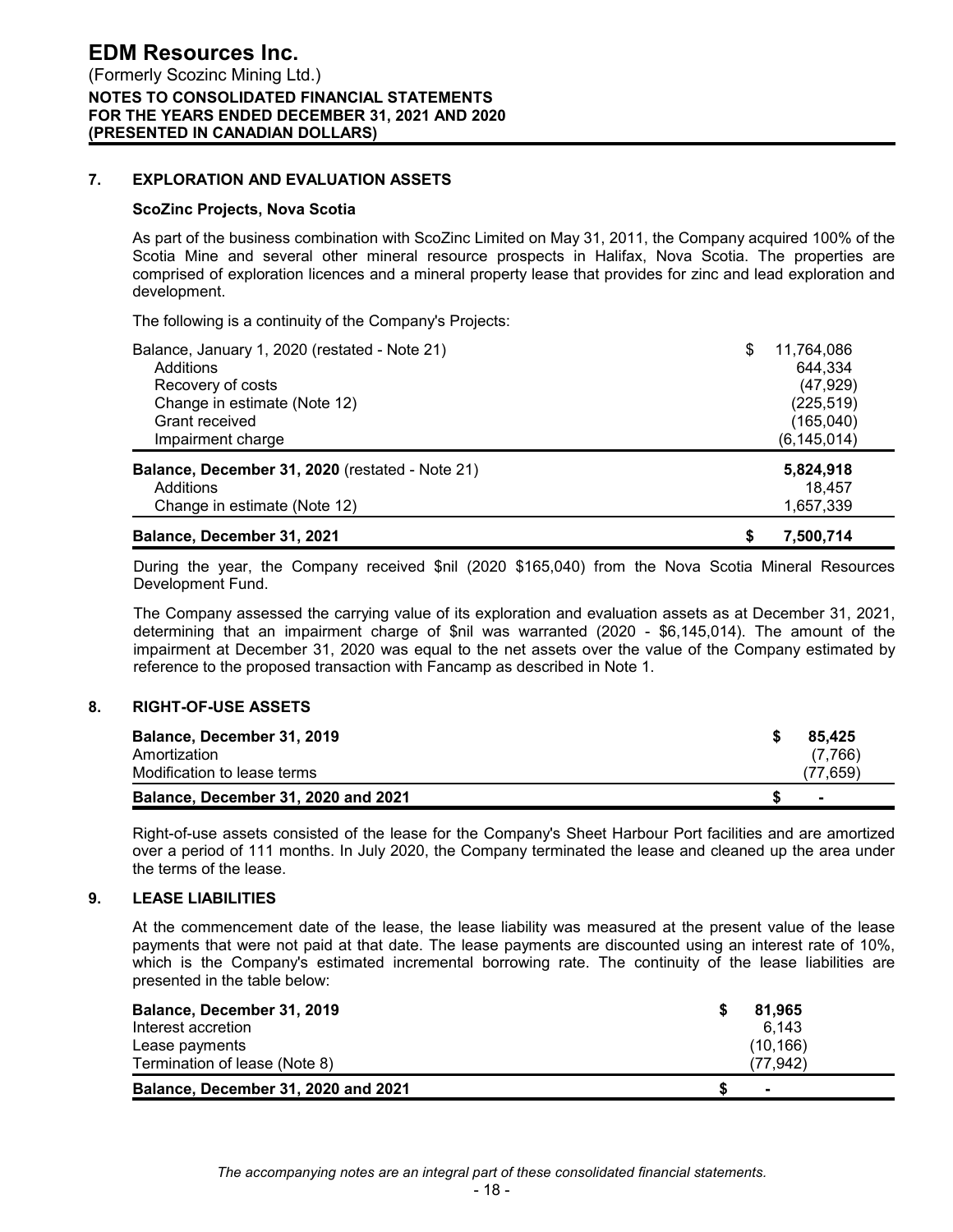## 7. EXPLORATION AND EVALUATION ASSETS

### ScoZinc Projects, Nova Scotia

As part of the business combination with ScoZinc Limited on May 31, 2011, the Company acquired 100% of the Scotia Mine and several other mineral resource prospects in Halifax, Nova Scotia. The properties are comprised of exploration licences and a mineral property lease that provides for zinc and lead exploration and development.

The following is a continuity of the Company's Projects:

| | |
|---|---|
| Balance, January 1, 2020 (restated - Note 21) | $ 11,764,086 |
| Additions | 644,334 |
| Recovery of costs | (47,929) |
| Change in estimate (Note 12) | (225,519) |
| Grant received | (165,040) |
| Impairment charge | (6,145,014) |
| **Balance, December 31, 2020** (restated - Note 21) | **5,824,918** |
| Additions | 18,457 |
| Change in estimate (Note 12) | 1,657,339 |
| **Balance, December 31, 2021** | **$ 7,500,714** |

During the year, the Company received $nil (2020 $165,040) from the Nova Scotia Mineral Resources Development Fund.

The Company assessed the carrying value of its exploration and evaluation assets as at December 31, 2021, determining that an impairment charge of $nil was warranted (2020 - $6,145,014). The amount of the impairment at December 31, 2020 was equal to the net assets over the value of the Company estimated by reference to the proposed transaction with Fancamp as described in Note 1.

## 8. RIGHT-OF-USE ASSETS

| | |
|---|---|
| **Balance, December 31, 2019** | **$ 85,425** |
| Amortization | (7,766) |
| Modification to lease terms | (77,659) |
| **Balance, December 31, 2020 and 2021** | **$ -** |

Right-of-use assets consisted of the lease for the Company's Sheet Harbour Port facilities and are amortized over a period of 111 months. In July 2020, the Company terminated the lease and cleaned up the area under the terms of the lease.

## 9. LEASE LIABILITIES

At the commencement date of the lease, the lease liability was measured at the present value of the lease payments that were not paid at that date. The lease payments are discounted using an interest rate of 10%, which is the Company's estimated incremental borrowing rate. The continuity of the lease liabilities are presented in the table below:

| | |
|---|---|
| **Balance, December 31, 2019** | **$ 81,965** |
| Interest accretion | 6,143 |
| Lease payments | (10,166) |
| Termination of lease (Note 8) | (77,942) |
| **Balance, December 31, 2020 and 2021** | **$ -** |

*The accompanying notes are an integral part of these consolidated financial statements.*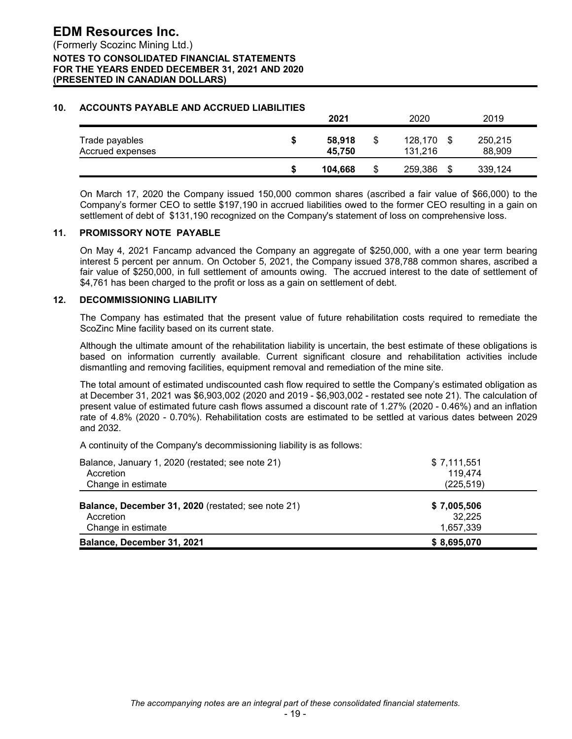## 10. ACCOUNTS PAYABLE AND ACCRUED LIABILITIES

| | 2021 | 2020 | 2019 |
|---|---|---|---|
| Trade payables | **$ 58,918** | $ 128,170 | $ 250,215 |
| Accrued expenses | **45,750** | 131,216 | 88,909 |
| | **$ 104,668** | $ 259,386 | $ 339,124 |

On March 17, 2020 the Company issued 150,000 common shares (ascribed a fair value of $66,000) to the Company's former CEO to settle $197,190 in accrued liabilities owed to the former CEO resulting in a gain on settlement of debt of $131,190 recognized on the Company's statement of loss on comprehensive loss.

## 11. PROMISSORY NOTE PAYABLE

On May 4, 2021 Fancamp advanced the Company an aggregate of $250,000, with a one year term bearing interest 5 percent per annum. On October 5, 2021, the Company issued 378,788 common shares, ascribed a fair value of $250,000, in full settlement of amounts owing. The accrued interest to the date of settlement of $4,761 has been charged to the profit or loss as a gain on settlement of debt.

## 12. DECOMMISSIONING LIABILITY

The Company has estimated that the present value of future rehabilitation costs required to remediate the ScoZinc Mine facility based on its current state.

Although the ultimate amount of the rehabilitation liability is uncertain, the best estimate of these obligations is based on information currently available. Current significant closure and rehabilitation activities include dismantling and removing facilities, equipment removal and remediation of the mine site.

The total amount of estimated undiscounted cash flow required to settle the Company's estimated obligation as at December 31, 2021 was $6,903,002 (2020 and 2019 - $6,903,002 - restated see note 21). The calculation of present value of estimated future cash flows assumed a discount rate of 1.27% (2020 - 0.46%) and an inflation rate of 4.8% (2020 - 0.70%). Rehabilitation costs are estimated to be settled at various dates between 2029 and 2032.

A continuity of the Company's decommissioning liability is as follows:

| | |
|---|---|
| Balance, January 1, 2020 (restated; see note 21) | $ 7,111,551 |
| Accretion | 119,474 |
| Change in estimate | (225,519) |
| **Balance, December 31, 2020** (restated; see note 21) | **$ 7,005,506** |
| Accretion | 32,225 |
| Change in estimate | 1,657,339 |
| **Balance, December 31, 2021** | **$ 8,695,070** |

*The accompanying notes are an integral part of these consolidated financial statements.*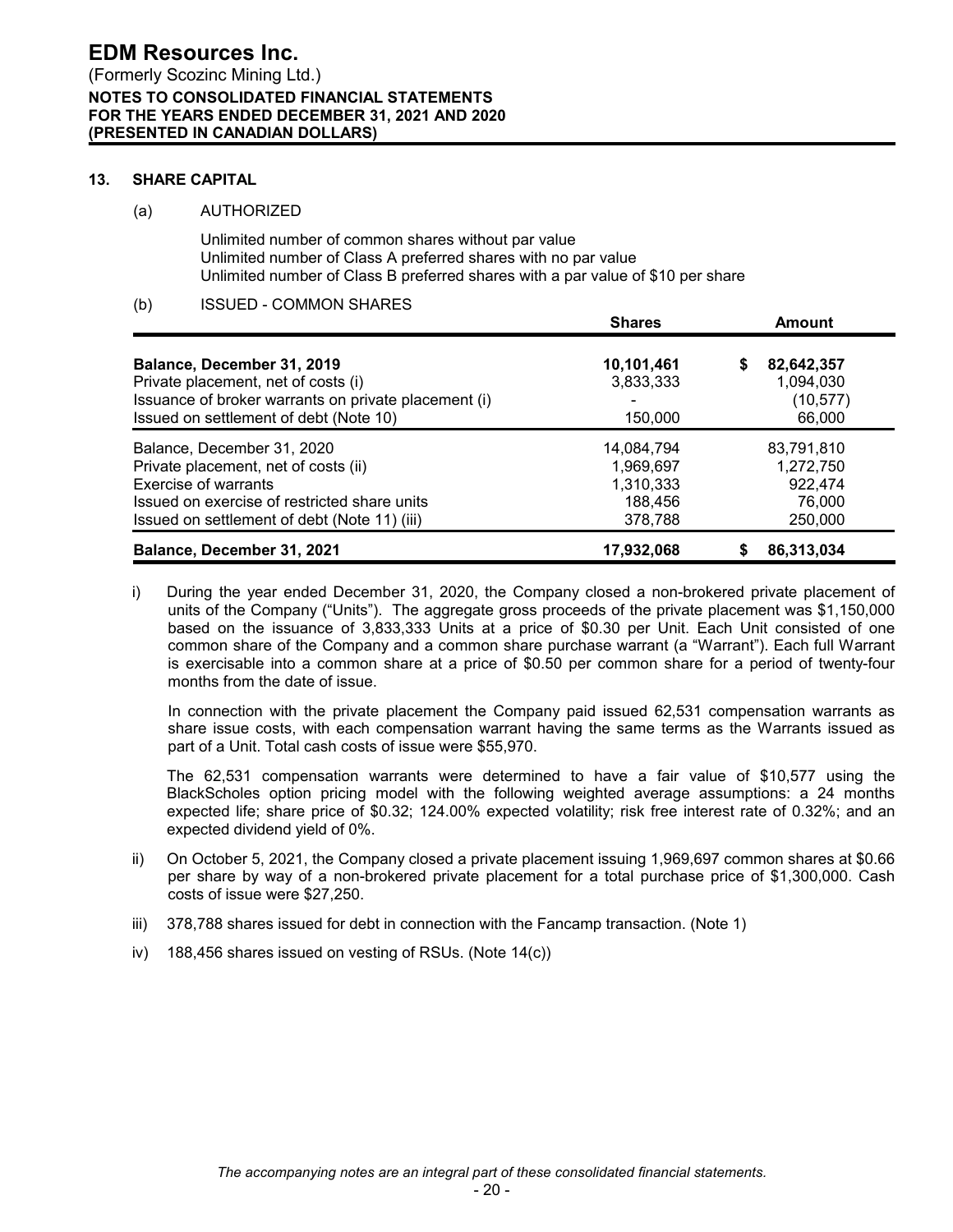## 13. SHARE CAPITAL

### (a) AUTHORIZED

Unlimited number of common shares without par value
Unlimited number of Class A preferred shares with no par value
Unlimited number of Class B preferred shares with a par value of $10 per share

### (b) ISSUED - COMMON SHARES

| | Shares | Amount |
|---|---|---|
| **Balance, December 31, 2019** | **10,101,461** | **$ 82,642,357** |
| Private placement, net of costs (i) | 3,833,333 | 1,094,030 |
| Issuance of broker warrants on private placement (i) | - | (10,577) |
| Issued on settlement of debt (Note 10) | 150,000 | 66,000 |
| Balance, December 31, 2020 | 14,084,794 | 83,791,810 |
| Private placement, net of costs (ii) | 1,969,697 | 1,272,750 |
| Exercise of warrants | 1,310,333 | 922,474 |
| Issued on exercise of restricted share units | 188,456 | 76,000 |
| Issued on settlement of debt (Note 11) (iii) | 378,788 | 250,000 |
| **Balance, December 31, 2021** | **17,932,068** | **$ 86,313,034** |

i) During the year ended December 31, 2020, the Company closed a non-brokered private placement of units of the Company ("Units"). The aggregate gross proceeds of the private placement was $1,150,000 based on the issuance of 3,833,333 Units at a price of $0.30 per Unit. Each Unit consisted of one common share of the Company and a common share purchase warrant (a "Warrant"). Each full Warrant is exercisable into a common share at a price of $0.50 per common share for a period of twenty-four months from the date of issue.

In connection with the private placement the Company paid issued 62,531 compensation warrants as share issue costs, with each compensation warrant having the same terms as the Warrants issued as part of a Unit. Total cash costs of issue were $55,970.

The 62,531 compensation warrants were determined to have a fair value of $10,577 using the BlackScholes option pricing model with the following weighted average assumptions: a 24 months expected life; share price of $0.32; 124.00% expected volatility; risk free interest rate of 0.32%; and an expected dividend yield of 0%.

ii) On October 5, 2021, the Company closed a private placement issuing 1,969,697 common shares at $0.66 per share by way of a non-brokered private placement for a total purchase price of $1,300,000. Cash costs of issue were $27,250.

iii) 378,788 shares issued for debt in connection with the Fancamp transaction. (Note 1)

iv) 188,456 shares issued on vesting of RSUs. (Note 14(c))

*The accompanying notes are an integral part of these consolidated financial statements.*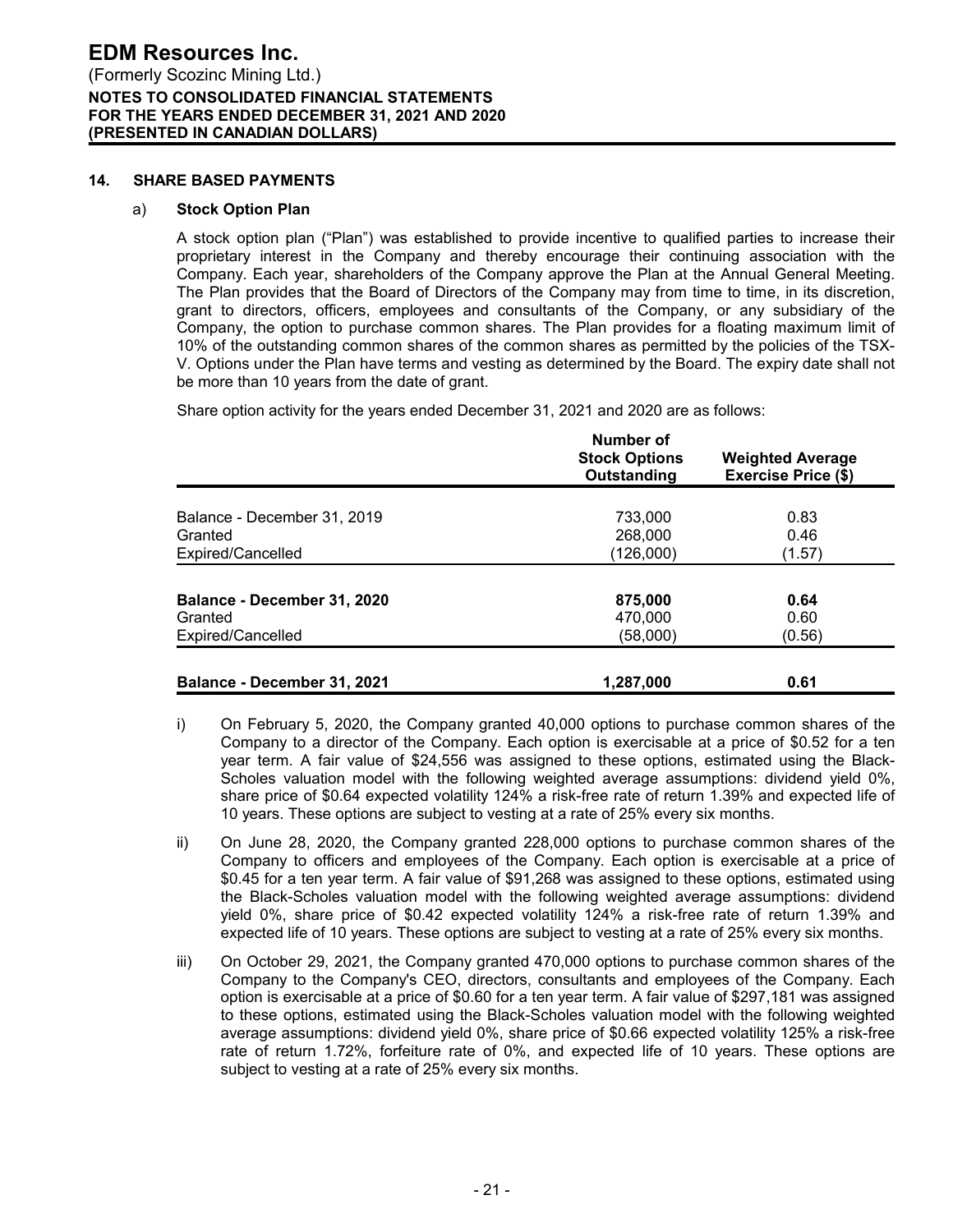## 14. SHARE BASED PAYMENTS

### a) Stock Option Plan

A stock option plan ("Plan") was established to provide incentive to qualified parties to increase their proprietary interest in the Company and thereby encourage their continuing association with the Company. Each year, shareholders of the Company approve the Plan at the Annual General Meeting. The Plan provides that the Board of Directors of the Company may from time to time, in its discretion, grant to directors, officers, employees and consultants of the Company, or any subsidiary of the Company, the option to purchase common shares. The Plan provides for a floating maximum limit of 10% of the outstanding common shares of the common shares as permitted by the policies of the TSX-V. Options under the Plan have terms and vesting as determined by the Board. The expiry date shall not be more than 10 years from the date of grant.

Share option activity for the years ended December 31, 2021 and 2020 are as follows:

| | Number of Stock Options Outstanding | Weighted Average Exercise Price ($) |
|---|---|---|
| Balance - December 31, 2019 | 733,000 | 0.83 |
| Granted | 268,000 | 0.46 |
| Expired/Cancelled | (126,000) | (1.57) |
| **Balance - December 31, 2020** | **875,000** | **0.64** |
| Granted | 470,000 | 0.60 |
| Expired/Cancelled | (58,000) | (0.56) |
| **Balance - December 31, 2021** | **1,287,000** | **0.61** |

i) On February 5, 2020, the Company granted 40,000 options to purchase common shares of the Company to a director of the Company. Each option is exercisable at a price of $0.52 for a ten year term. A fair value of $24,556 was assigned to these options, estimated using the Black-Scholes valuation model with the following weighted average assumptions: dividend yield 0%, share price of $0.64 expected volatility 124% a risk-free rate of return 1.39% and expected life of 10 years. These options are subject to vesting at a rate of 25% every six months.

ii) On June 28, 2020, the Company granted 228,000 options to purchase common shares of the Company to officers and employees of the Company. Each option is exercisable at a price of $0.45 for a ten year term. A fair value of $91,268 was assigned to these options, estimated using the Black-Scholes valuation model with the following weighted average assumptions: dividend yield 0%, share price of $0.42 expected volatility 124% a risk-free rate of return 1.39% and expected life of 10 years. These options are subject to vesting at a rate of 25% every six months.

iii) On October 29, 2021, the Company granted 470,000 options to purchase common shares of the Company to the Company's CEO, directors, consultants and employees of the Company. Each option is exercisable at a price of $0.60 for a ten year term. A fair value of $297,181 was assigned to these options, estimated using the Black-Scholes valuation model with the following weighted average assumptions: dividend yield 0%, share price of $0.66 expected volatility 125% a risk-free rate of return 1.72%, forfeiture rate of 0%, and expected life of 10 years. These options are subject to vesting at a rate of 25% every six months.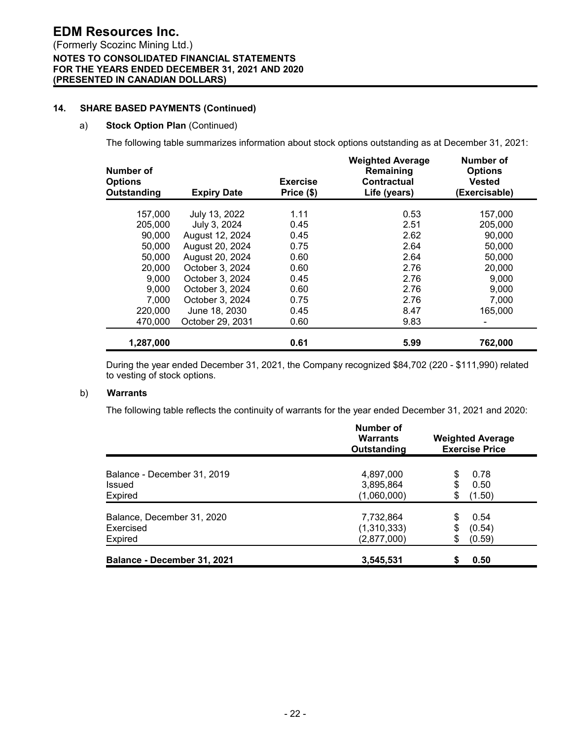# EDM Resources Inc.

(Formerly Scozinc Mining Ltd.)

**NOTES TO CONSOLIDATED FINANCIAL STATEMENTS**
**FOR THE YEARS ENDED DECEMBER 31, 2021 AND 2020**
**(PRESENTED IN CANADIAN DOLLARS)**

## 14. SHARE BASED PAYMENTS (Continued)

### a) Stock Option Plan (Continued)

The following table summarizes information about stock options outstanding as at December 31, 2021:

| Number of Options Outstanding | Expiry Date | Exercise Price ($) | Weighted Average Remaining Contractual Life (years) | Number of Options Vested (Exercisable) |
|---|---|---|---|---|
| 157,000 | July 13, 2022 | 1.11 | 0.53 | 157,000 |
| 205,000 | July 3, 2024 | 0.45 | 2.51 | 205,000 |
| 90,000 | August 12, 2024 | 0.45 | 2.62 | 90,000 |
| 50,000 | August 20, 2024 | 0.75 | 2.64 | 50,000 |
| 50,000 | August 20, 2024 | 0.60 | 2.64 | 50,000 |
| 20,000 | October 3, 2024 | 0.60 | 2.76 | 20,000 |
| 9,000 | October 3, 2024 | 0.45 | 2.76 | 9,000 |
| 9,000 | October 3, 2024 | 0.60 | 2.76 | 9,000 |
| 7,000 | October 3, 2024 | 0.75 | 2.76 | 7,000 |
| 220,000 | June 18, 2030 | 0.45 | 8.47 | 165,000 |
| 470,000 | October 29, 2031 | 0.60 | 9.83 | - |
| **1,287,000** | | **0.61** | **5.99** | **762,000** |

During the year ended December 31, 2021, the Company recognized $84,702 (220 - $111,990) related to vesting of stock options.

### b) Warrants

The following table reflects the continuity of warrants for the year ended December 31, 2021 and 2020:

| | Number of Warrants Outstanding | Weighted Average Exercise Price |
|---|---|---|
| Balance - December 31, 2019 | 4,897,000 | $ 0.78 |
| Issued | 3,895,864 | $ 0.50 |
| Expired | (1,060,000) | $ (1.50) |
| Balance, December 31, 2020 | 7,732,864 | $ 0.54 |
| Exercised | (1,310,333) | $ (0.54) |
| Expired | (2,877,000) | $ (0.59) |
| **Balance - December 31, 2021** | **3,545,531** | **$ 0.50** |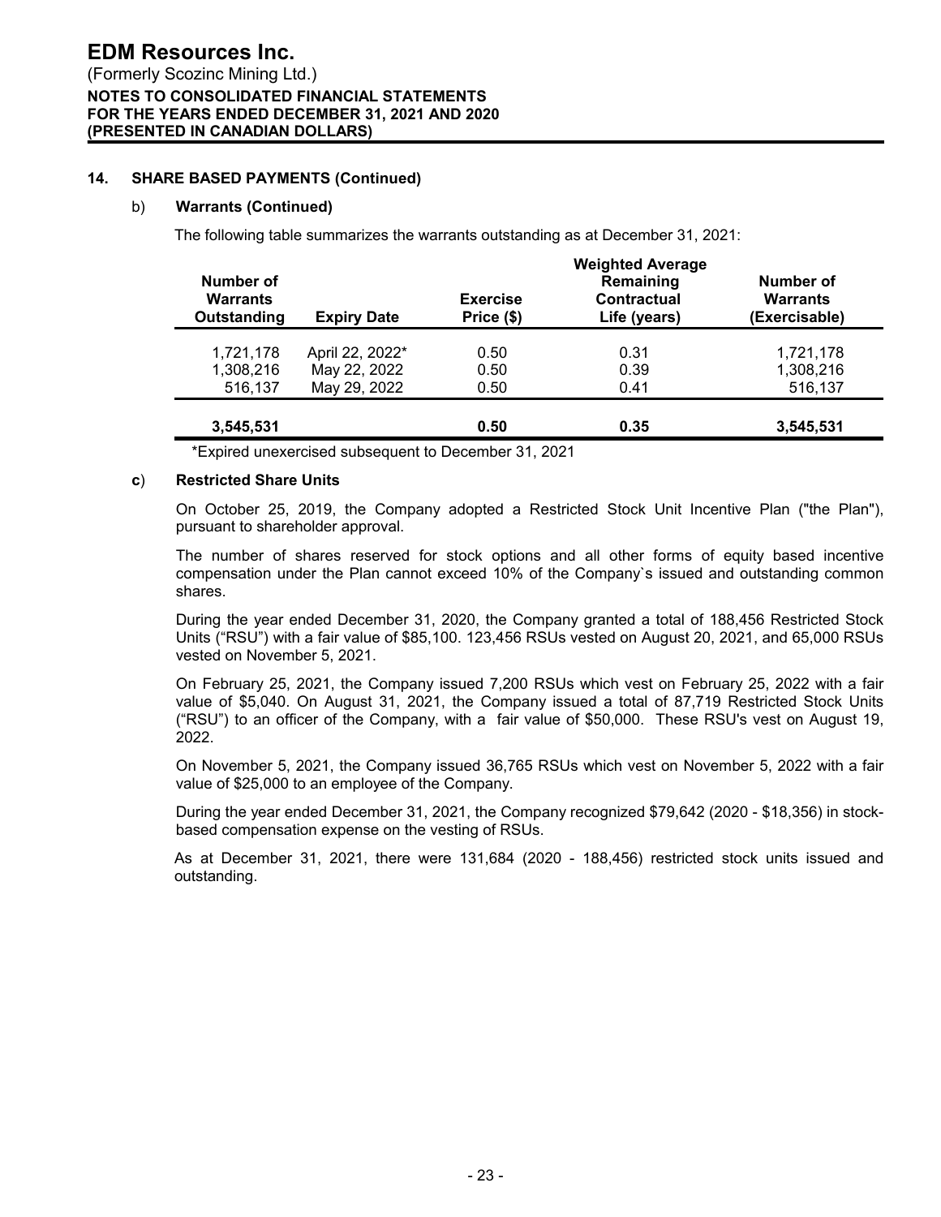## 14. SHARE BASED PAYMENTS (Continued)

### b) Warrants (Continued)

The following table summarizes the warrants outstanding as at December 31, 2021:

| Number of Warrants Outstanding | Expiry Date | Exercise Price ($) | Weighted Average Remaining Contractual Life (years) | Number of Warrants (Exercisable) |
|---|---|---|---|---|
| 1,721,178 | April 22, 2022* | 0.50 | 0.31 | 1,721,178 |
| 1,308,216 | May 22, 2022 | 0.50 | 0.39 | 1,308,216 |
| 516,137 | May 29, 2022 | 0.50 | 0.41 | 516,137 |
| **3,545,531** | | **0.50** | **0.35** | **3,545,531** |

*Expired unexercised subsequent to December 31, 2021

### c) Restricted Share Units

On October 25, 2019, the Company adopted a Restricted Stock Unit Incentive Plan ("the Plan"), pursuant to shareholder approval.

The number of shares reserved for stock options and all other forms of equity based incentive compensation under the Plan cannot exceed 10% of the Company`s issued and outstanding common shares.

During the year ended December 31, 2020, the Company granted a total of 188,456 Restricted Stock Units ("RSU") with a fair value of $85,100. 123,456 RSUs vested on August 20, 2021, and 65,000 RSUs vested on November 5, 2021.

On February 25, 2021, the Company issued 7,200 RSUs which vest on February 25, 2022 with a fair value of $5,040. On August 31, 2021, the Company issued a total of 87,719 Restricted Stock Units ("RSU") to an officer of the Company, with a fair value of $50,000. These RSU's vest on August 19, 2022.

On November 5, 2021, the Company issued 36,765 RSUs which vest on November 5, 2022 with a fair value of $25,000 to an employee of the Company.

During the year ended December 31, 2021, the Company recognized $79,642 (2020 - $18,356) in stock-based compensation expense on the vesting of RSUs.

As at December 31, 2021, there were 131,684 (2020 - 188,456) restricted stock units issued and outstanding.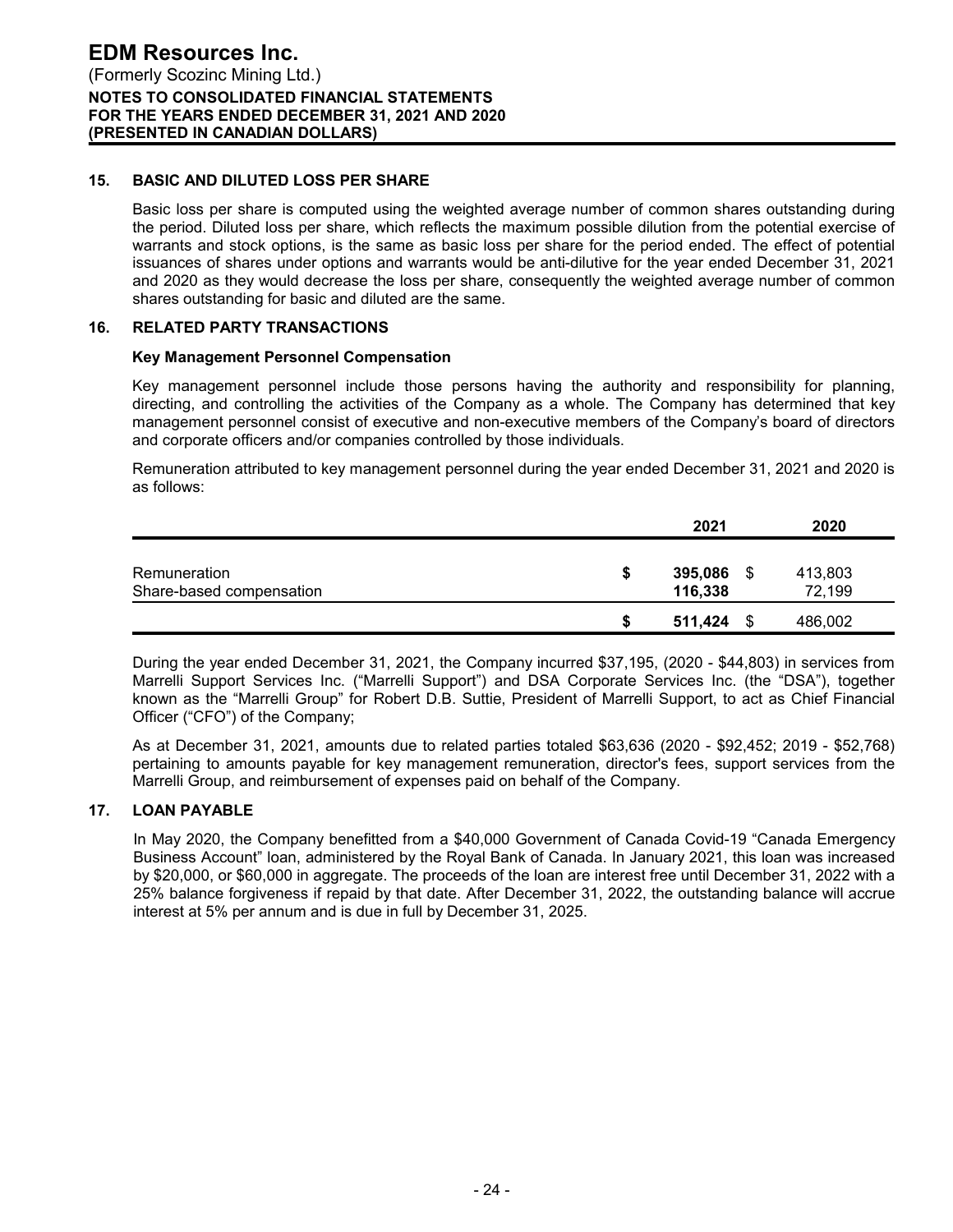## 15. BASIC AND DILUTED LOSS PER SHARE

Basic loss per share is computed using the weighted average number of common shares outstanding during the period. Diluted loss per share, which reflects the maximum possible dilution from the potential exercise of warrants and stock options, is the same as basic loss per share for the period ended. The effect of potential issuances of shares under options and warrants would be anti-dilutive for the year ended December 31, 2021 and 2020 as they would decrease the loss per share, consequently the weighted average number of common shares outstanding for basic and diluted are the same.

## 16. RELATED PARTY TRANSACTIONS

**Key Management Personnel Compensation**

Key management personnel include those persons having the authority and responsibility for planning, directing, and controlling the activities of the Company as a whole. The Company has determined that key management personnel consist of executive and non-executive members of the Company's board of directors and corporate officers and/or companies controlled by those individuals.

Remuneration attributed to key management personnel during the year ended December 31, 2021 and 2020 is as follows:

| | 2021 | 2020 |
|---|---|---|
| Remuneration | $ **395,086** | $ 413,803 |
| Share-based compensation | **116,338** | 72,199 |
| | $ **511,424** | $ 486,002 |

During the year ended December 31, 2021, the Company incurred $37,195, (2020 - $44,803) in services from Marrelli Support Services Inc. ("Marrelli Support") and DSA Corporate Services Inc. (the "DSA"), together known as the "Marrelli Group" for Robert D.B. Suttie, President of Marrelli Support, to act as Chief Financial Officer ("CFO") of the Company;

As at December 31, 2021, amounts due to related parties totaled $63,636 (2020 - $92,452; 2019 - $52,768) pertaining to amounts payable for key management remuneration, director's fees, support services from the Marrelli Group, and reimbursement of expenses paid on behalf of the Company.

## 17. LOAN PAYABLE

In May 2020, the Company benefitted from a $40,000 Government of Canada Covid-19 "Canada Emergency Business Account" loan, administered by the Royal Bank of Canada. In January 2021, this loan was increased by $20,000, or $60,000 in aggregate. The proceeds of the loan are interest free until December 31, 2022 with a 25% balance forgiveness if repaid by that date. After December 31, 2022, the outstanding balance will accrue interest at 5% per annum and is due in full by December 31, 2025.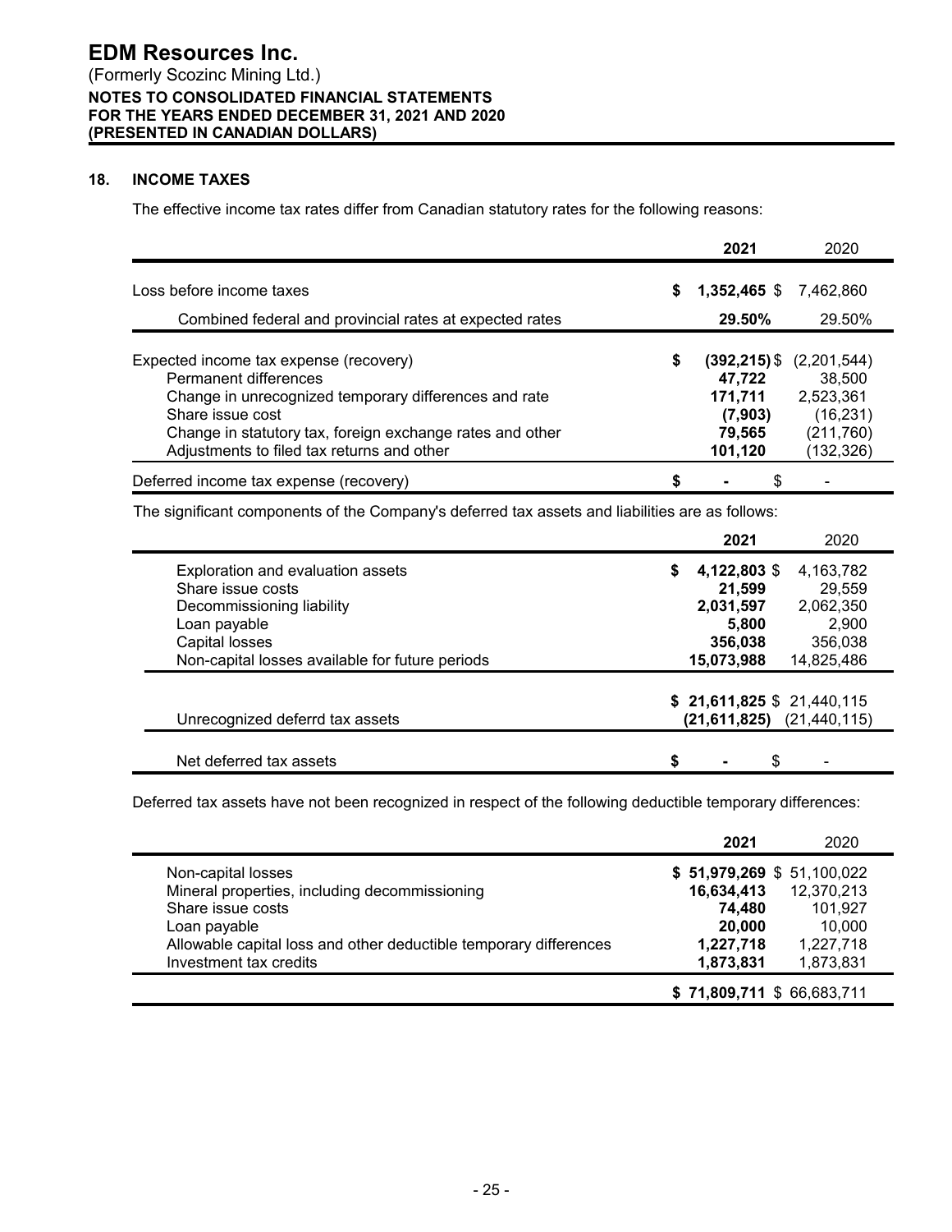# EDM Resources Inc.

(Formerly Scozinc Mining Ltd.)
**NOTES TO CONSOLIDATED FINANCIAL STATEMENTS**
**FOR THE YEARS ENDED DECEMBER 31, 2021 AND 2020**
**(PRESENTED IN CANADIAN DOLLARS)**

## 18. INCOME TAXES

The effective income tax rates differ from Canadian statutory rates for the following reasons:

| | **2021** | 2020 |
|---|---|---|
| Loss before income taxes | **$ 1,352,465** | $ 7,462,860 |
| Combined federal and provincial rates at expected rates | **29.50%** | 29.50% |
| Expected income tax expense (recovery) | **$ (392,215)** | $ (2,201,544) |
| Permanent differences | **47,722** | 38,500 |
| Change in unrecognized temporary differences and rate | **171,711** | 2,523,361 |
| Share issue cost | **(7,903)** | (16,231) |
| Change in statutory tax, foreign exchange rates and other | **79,565** | (211,760) |
| Adjustments to filed tax returns and other | **101,120** | (132,326) |
| Deferred income tax expense (recovery) | **$ -** | $ - |

The significant components of the Company's deferred tax assets and liabilities are as follows:

| | **2021** | 2020 |
|---|---|---|
| Exploration and evaluation assets | **$ 4,122,803** | $ 4,163,782 |
| Share issue costs | **21,599** | 29,559 |
| Decommissioning liability | **2,031,597** | 2,062,350 |
| Loan payable | **5,800** | 2,900 |
| Capital losses | **356,038** | 356,038 |
| Non-capital losses available for future periods | **15,073,988** | 14,825,486 |
| | **$ 21,611,825** | $ 21,440,115 |
| Unrecognized deferrd tax assets | **(21,611,825)** | (21,440,115) |
| Net deferred tax assets | **$ -** | $ - |

Deferred tax assets have not been recognized in respect of the following deductible temporary differences:

| | **2021** | 2020 |
|---|---|---|
| Non-capital losses | **$ 51,979,269** | $ 51,100,022 |
| Mineral properties, including decommissioning | **16,634,413** | 12,370,213 |
| Share issue costs | **74,480** | 101,927 |
| Loan payable | **20,000** | 10,000 |
| Allowable capital loss and other deductible temporary differences | **1,227,718** | 1,227,718 |
| Investment tax credits | **1,873,831** | 1,873,831 |
| | **$ 71,809,711** | $ 66,683,711 |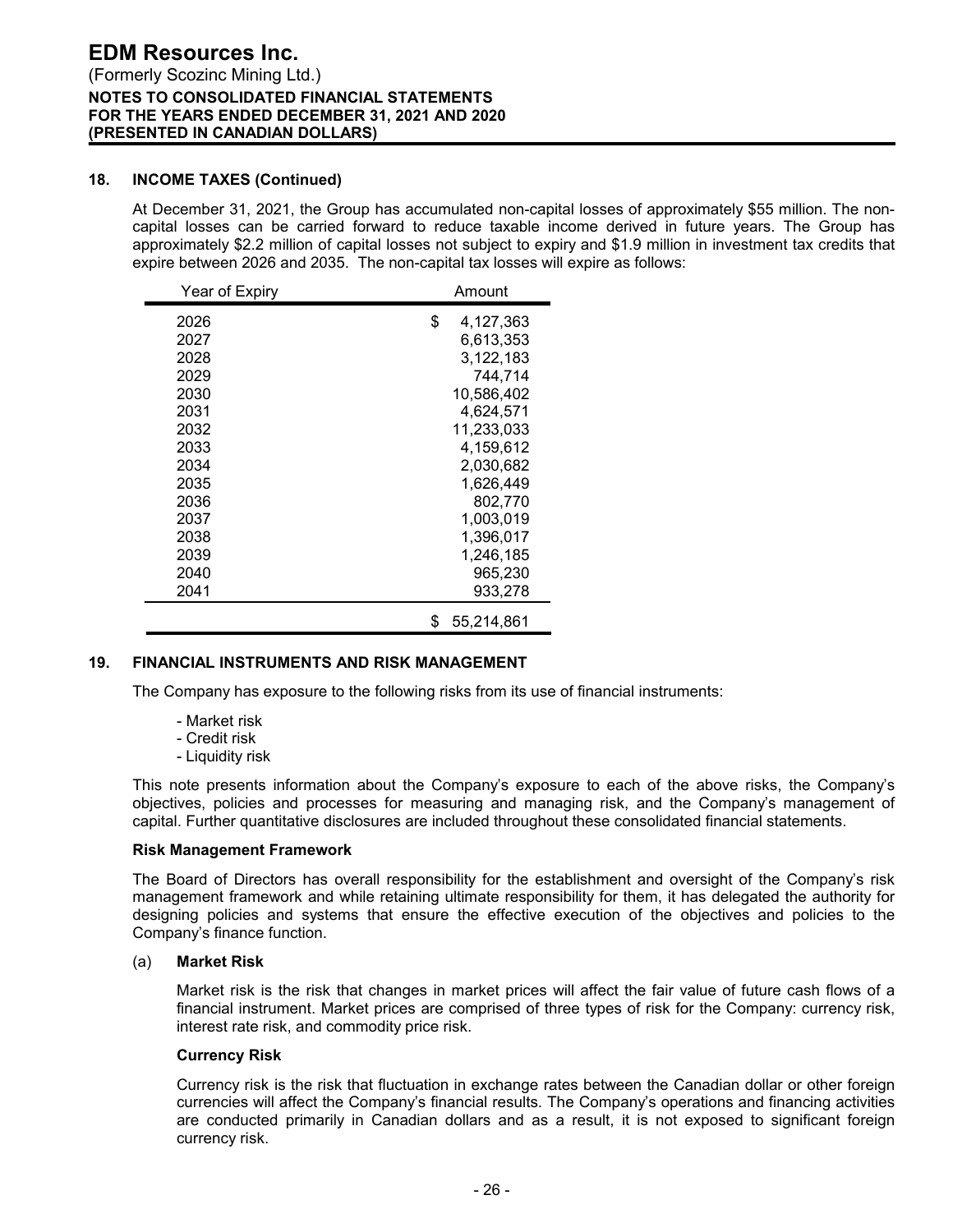## 18. INCOME TAXES (Continued)

At December 31, 2021, the Group has accumulated non-capital losses of approximately $55 million. The non-capital losses can be carried forward to reduce taxable income derived in future years. The Group has approximately $2.2 million of capital losses not subject to expiry and $1.9 million in investment tax credits that expire between 2026 and 2035. The non-capital tax losses will expire as follows:

| Year of Expiry | Amount |
|---|---|
| 2026 | $ 4,127,363 |
| 2027 | 6,613,353 |
| 2028 | 3,122,183 |
| 2029 | 744,714 |
| 2030 | 10,586,402 |
| 2031 | 4,624,571 |
| 2032 | 11,233,033 |
| 2033 | 4,159,612 |
| 2034 | 2,030,682 |
| 2035 | 1,626,449 |
| 2036 | 802,770 |
| 2037 | 1,003,019 |
| 2038 | 1,396,017 |
| 2039 | 1,246,185 |
| 2040 | 965,230 |
| 2041 | 933,278 |
| | $ 55,214,861 |

## 19. FINANCIAL INSTRUMENTS AND RISK MANAGEMENT

The Company has exposure to the following risks from its use of financial instruments:

- Market risk
- Credit risk
- Liquidity risk

This note presents information about the Company's exposure to each of the above risks, the Company's objectives, policies and processes for measuring and managing risk, and the Company's management of capital. Further quantitative disclosures are included throughout these consolidated financial statements.

**Risk Management Framework**

The Board of Directors has overall responsibility for the establishment and oversight of the Company's risk management framework and while retaining ultimate responsibility for them, it has delegated the authority for designing policies and systems that ensure the effective execution of the objectives and policies to the Company's finance function.

(a) **Market Risk**

Market risk is the risk that changes in market prices will affect the fair value of future cash flows of a financial instrument. Market prices are comprised of three types of risk for the Company: currency risk, interest rate risk, and commodity price risk.

**Currency Risk**

Currency risk is the risk that fluctuation in exchange rates between the Canadian dollar or other foreign currencies will affect the Company's financial results. The Company's operations and financing activities are conducted primarily in Canadian dollars and as a result, it is not exposed to significant foreign currency risk.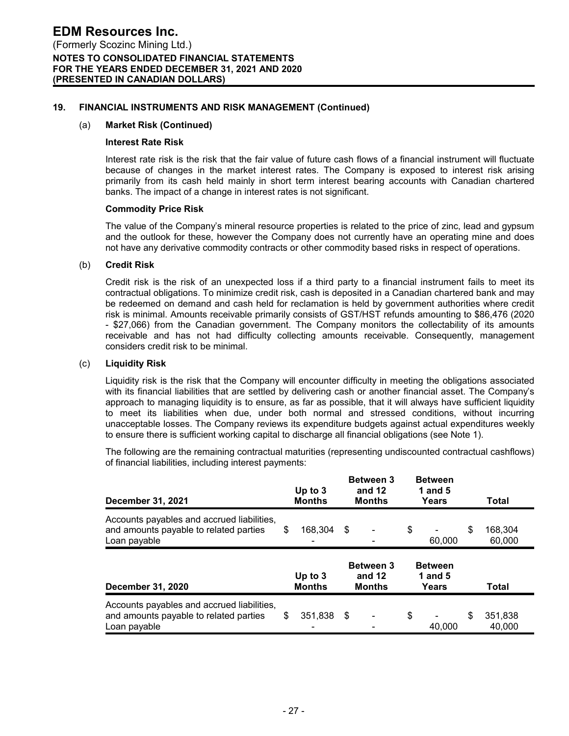## 19. FINANCIAL INSTRUMENTS AND RISK MANAGEMENT (Continued)

### (a) Market Risk (Continued)

**Interest Rate Risk**

Interest rate risk is the risk that the fair value of future cash flows of a financial instrument will fluctuate because of changes in the market interest rates. The Company is exposed to interest risk arising primarily from its cash held mainly in short term interest bearing accounts with Canadian chartered banks. The impact of a change in interest rates is not significant.

**Commodity Price Risk**

The value of the Company's mineral resource properties is related to the price of zinc, lead and gypsum and the outlook for these, however the Company does not currently have an operating mine and does not have any derivative commodity contracts or other commodity based risks in respect of operations.

### (b) Credit Risk

Credit risk is the risk of an unexpected loss if a third party to a financial instrument fails to meet its contractual obligations. To minimize credit risk, cash is deposited in a Canadian chartered bank and may be redeemed on demand and cash held for reclamation is held by government authorities where credit risk is minimal. Amounts receivable primarily consists of GST/HST refunds amounting to $86,476 (2020 - $27,066) from the Canadian government. The Company monitors the collectability of its amounts receivable and has not had difficulty collecting amounts receivable. Consequently, management considers credit risk to be minimal.

### (c) Liquidity Risk

Liquidity risk is the risk that the Company will encounter difficulty in meeting the obligations associated with its financial liabilities that are settled by delivering cash or another financial asset. The Company's approach to managing liquidity is to ensure, as far as possible, that it will always have sufficient liquidity to meet its liabilities when due, under both normal and stressed conditions, without incurring unacceptable losses. The Company reviews its expenditure budgets against actual expenditures weekly to ensure there is sufficient working capital to discharge all financial obligations (see Note 1).

The following are the remaining contractual maturities (representing undiscounted contractual cashflows) of financial liabilities, including interest payments:

| December 31, 2021 | Up to 3 Months | Between 3 and 12 Months | Between 1 and 5 Years | Total |
|---|---|---|---|---|
| Accounts payables and accrued liabilities, and amounts payable to related parties | $ 168,304 | $ - | $ - | $ 168,304 |
| Loan payable | - | - | 60,000 | 60,000 |

| December 31, 2020 | Up to 3 Months | Between 3 and 12 Months | Between 1 and 5 Years | Total |
|---|---|---|---|---|
| Accounts payables and accrued liabilities, and amounts payable to related parties | $ 351,838 | $ - | $ - | $ 351,838 |
| Loan payable | - | - | 40,000 | 40,000 |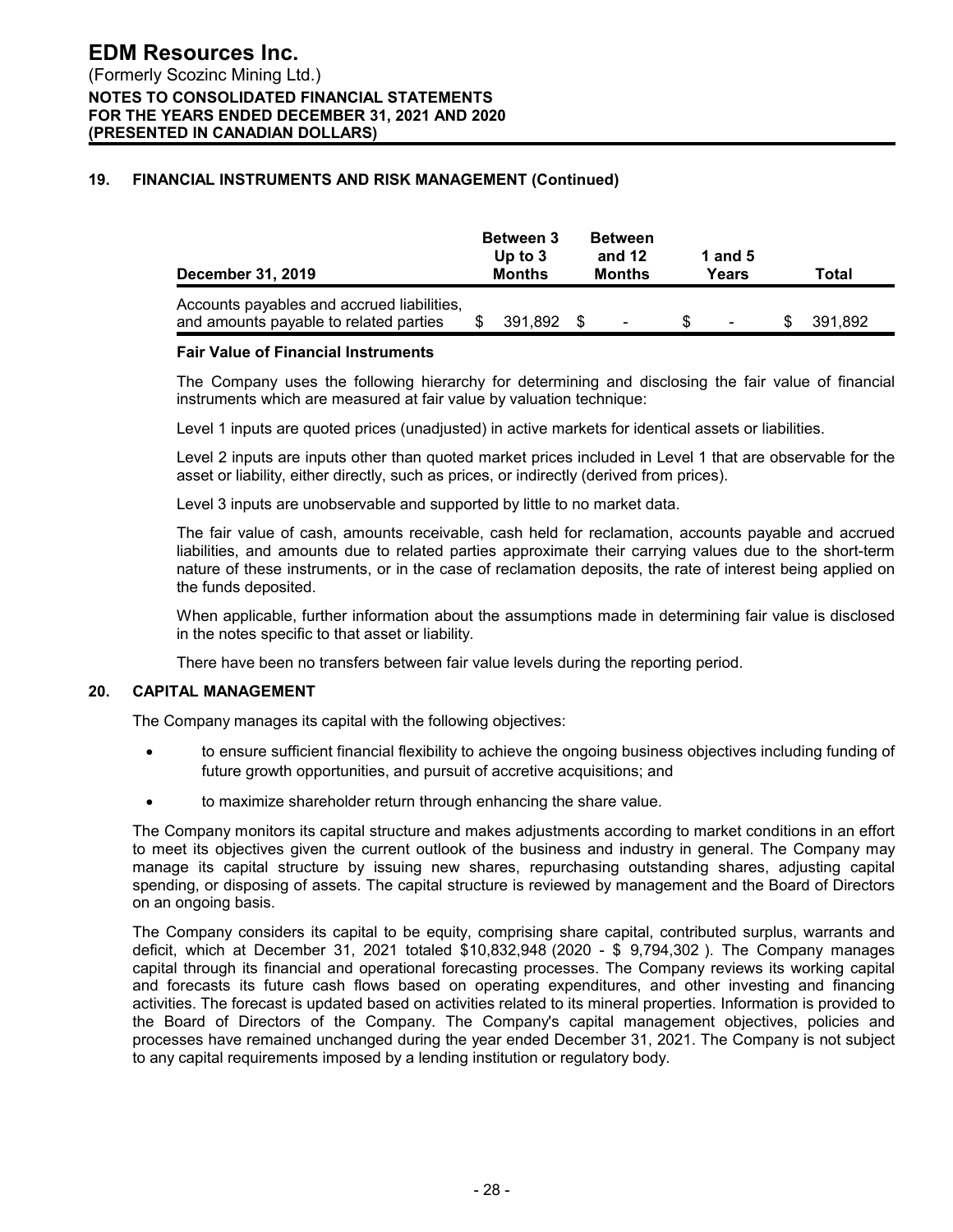## 19. FINANCIAL INSTRUMENTS AND RISK MANAGEMENT (Continued)

| December 31, 2019 | Up to 3 Months | Between 3 and 12 Months | Between 1 and 5 Years | Total |
|---|---|---|---|---|
| Accounts payables and accrued liabilities, and amounts payable to related parties | $ 391,892 | $ - | $ - | $ 391,892 |

**Fair Value of Financial Instruments**

The Company uses the following hierarchy for determining and disclosing the fair value of financial instruments which are measured at fair value by valuation technique:

Level 1 inputs are quoted prices (unadjusted) in active markets for identical assets or liabilities.

Level 2 inputs are inputs other than quoted market prices included in Level 1 that are observable for the asset or liability, either directly, such as prices, or indirectly (derived from prices).

Level 3 inputs are unobservable and supported by little to no market data.

The fair value of cash, amounts receivable, cash held for reclamation, accounts payable and accrued liabilities, and amounts due to related parties approximate their carrying values due to the short-term nature of these instruments, or in the case of reclamation deposits, the rate of interest being applied on the funds deposited.

When applicable, further information about the assumptions made in determining fair value is disclosed in the notes specific to that asset or liability.

There have been no transfers between fair value levels during the reporting period.

## 20. CAPITAL MANAGEMENT

The Company manages its capital with the following objectives:

- to ensure sufficient financial flexibility to achieve the ongoing business objectives including funding of future growth opportunities, and pursuit of accretive acquisitions; and
- to maximize shareholder return through enhancing the share value.

The Company monitors its capital structure and makes adjustments according to market conditions in an effort to meet its objectives given the current outlook of the business and industry in general. The Company may manage its capital structure by issuing new shares, repurchasing outstanding shares, adjusting capital spending, or disposing of assets. The capital structure is reviewed by management and the Board of Directors on an ongoing basis.

The Company considers its capital to be equity, comprising share capital, contributed surplus, warrants and deficit, which at December 31, 2021 totaled $10,832,948 (2020 - $ 9,794,302 ). The Company manages capital through its financial and operational forecasting processes. The Company reviews its working capital and forecasts its future cash flows based on operating expenditures, and other investing and financing activities. The forecast is updated based on activities related to its mineral properties. Information is provided to the Board of Directors of the Company. The Company's capital management objectives, policies and processes have remained unchanged during the year ended December 31, 2021. The Company is not subject to any capital requirements imposed by a lending institution or regulatory body.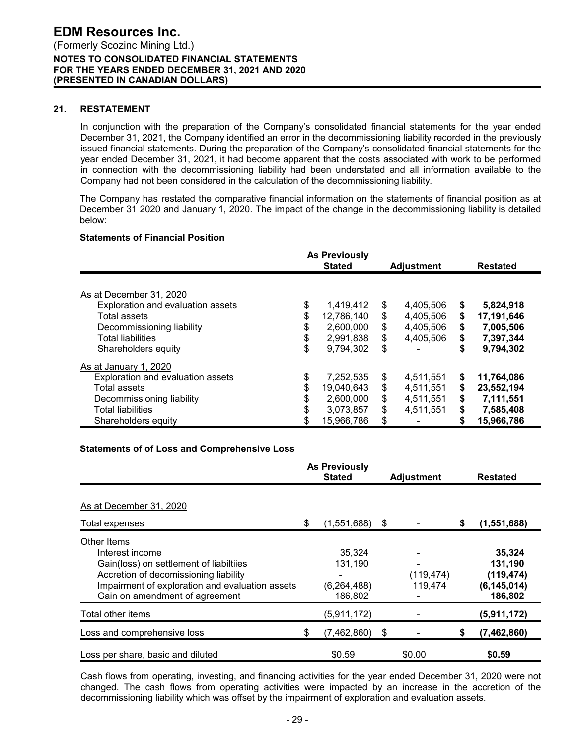## 21. RESTATEMENT

In conjunction with the preparation of the Company's consolidated financial statements for the year ended December 31, 2021, the Company identified an error in the decommissioning liability recorded in the previously issued financial statements. During the preparation of the Company's consolidated financial statements for the year ended December 31, 2021, it had become apparent that the costs associated with work to be performed in connection with the decommissioning liability had been understated and all information available to the Company had not been considered in the calculation of the decommissioning liability.

The Company has restated the comparative financial information on the statements of financial position as at December 31 2020 and January 1, 2020. The impact of the change in the decommissioning liability is detailed below:

**Statements of Financial Position**

| | As Previously Stated | Adjustment | Restated |
|---|---|---|---|
| As at December 31, 2020 | | | |
| Exploration and evaluation assets | $ 1,419,412 | $ 4,405,506 | **$ 5,824,918** |
| Total assets | $ 12,786,140 | $ 4,405,506 | **$ 17,191,646** |
| Decommissioning liability | $ 2,600,000 | $ 4,405,506 | **$ 7,005,506** |
| Total liabilities | $ 2,991,838 | $ 4,405,506 | **$ 7,397,344** |
| Shareholders equity | $ 9,794,302 | $ - | **$ 9,794,302** |
| As at January 1, 2020 | | | |
| Exploration and evaluation assets | $ 7,252,535 | $ 4,511,551 | **$ 11,764,086** |
| Total assets | $ 19,040,643 | $ 4,511,551 | **$ 23,552,194** |
| Decommissioning liability | $ 2,600,000 | $ 4,511,551 | **$ 7,111,551** |
| Total liabilities | $ 3,073,857 | $ 4,511,551 | **$ 7,585,408** |
| Shareholders equity | $ 15,966,786 | $ - | **$ 15,966,786** |

**Statements of of Loss and Comprehensive Loss**

| | As Previously Stated | Adjustment | Restated |
|---|---|---|---|
| As at December 31, 2020 | | | |
| Total expenses | $ (1,551,688) | $ - | **$ (1,551,688)** |
| Other Items | | | |
| Interest income | 35,324 | - | **35,324** |
| Gain(loss) on settlement of liabiltiies | 131,190 | - | **131,190** |
| Accretion of decomissioning liability | - | (119,474) | **(119,474)** |
| Impairment of exploration and evaluation assets | (6,264,488) | 119,474 | **(6,145,014)** |
| Gain on amendment of agreement | 186,802 | - | **186,802** |
| Total other items | (5,911,172) | - | **(5,911,172)** |
| Loss and comprehensive loss | $ (7,462,860) | $ - | **$ (7,462,860)** |
| Loss per share, basic and diluted | $0.59 | $0.00 | **$0.59** |

Cash flows from operating, investing, and financing activities for the year ended December 31, 2020 were not changed. The cash flows from operating activities were impacted by an increase in the accretion of the decommissioning liability which was offset by the impairment of exploration and evaluation assets.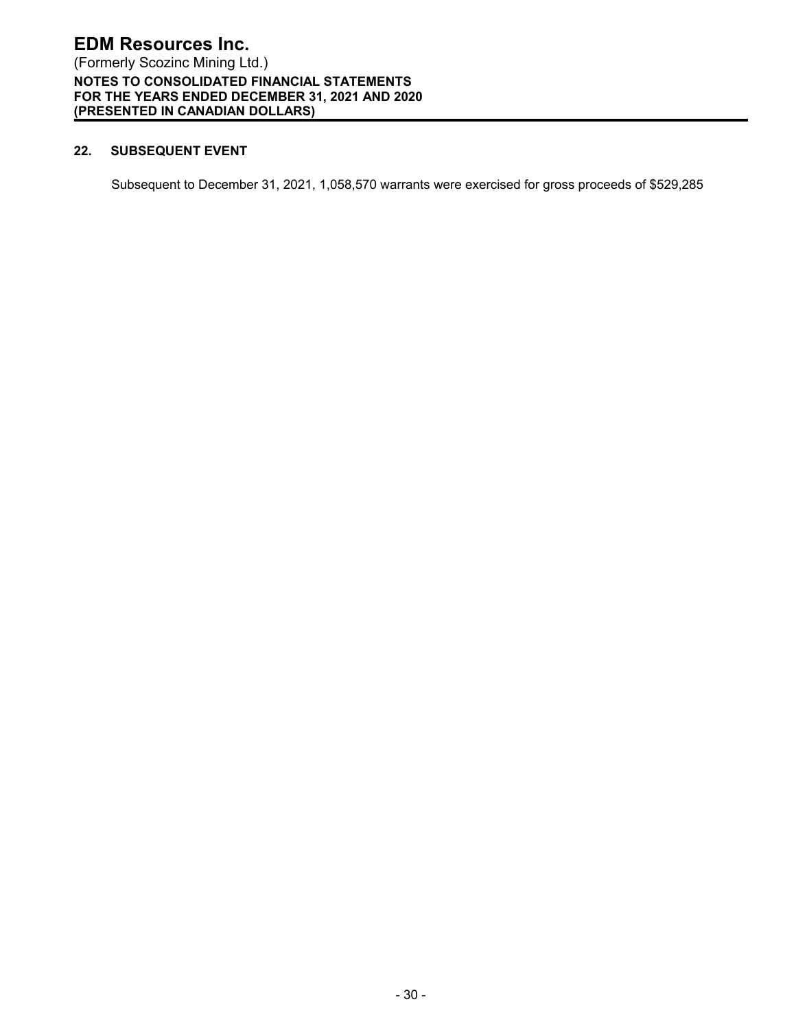## 22. SUBSEQUENT EVENT

Subsequent to December 31, 2021, 1,058,570 warrants were exercised for gross proceeds of $529,285